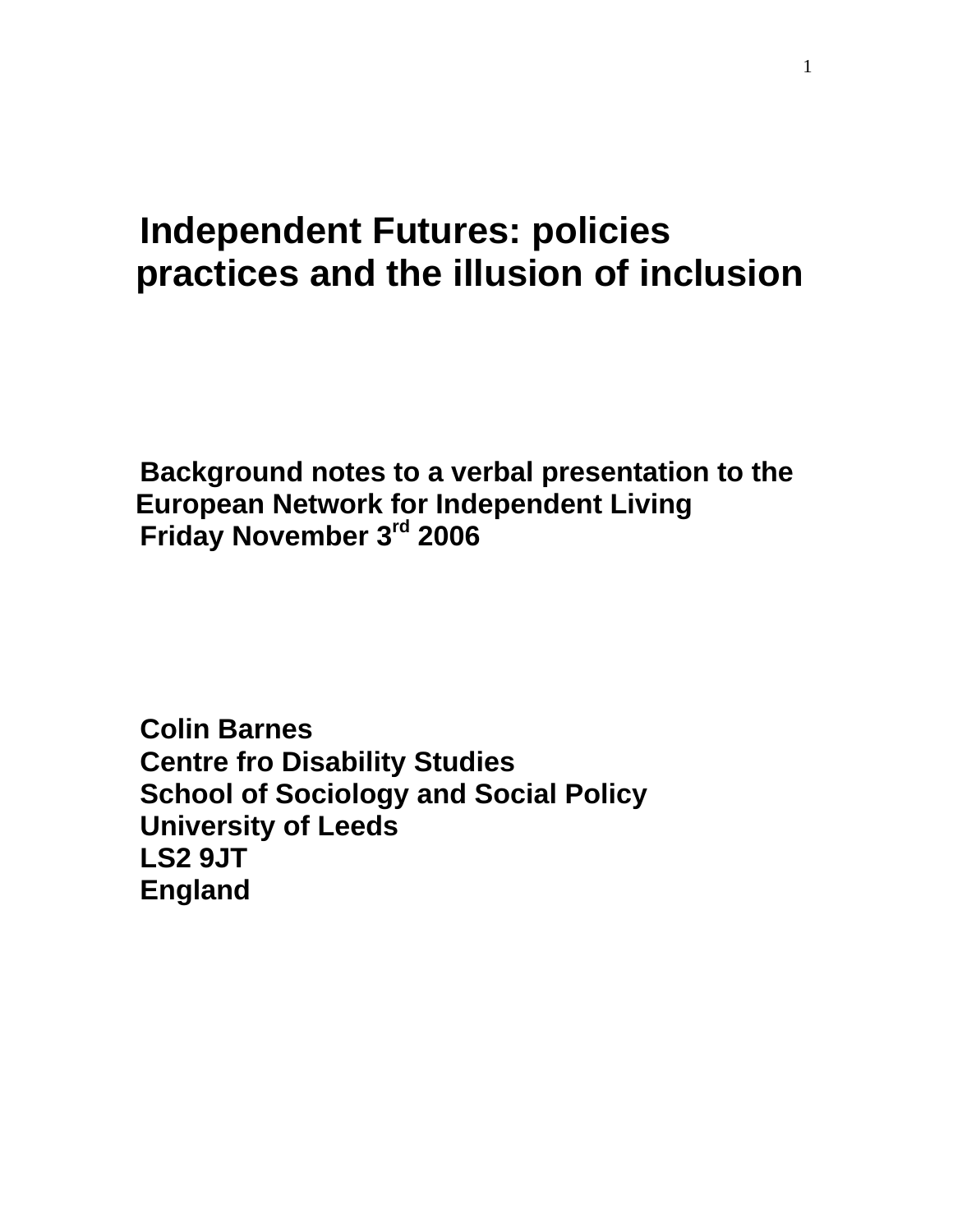# Independent Futures: policies practices and the illusion of inclusion

**Background notes to a verbal presentation to the European Network for Independent Living**
**Friday November 3rd 2006**

**Colin Barnes**
**Centre fro Disability Studies**
**School of Sociology and Social Policy**
**University of Leeds**
**LS2 9JT**
**England**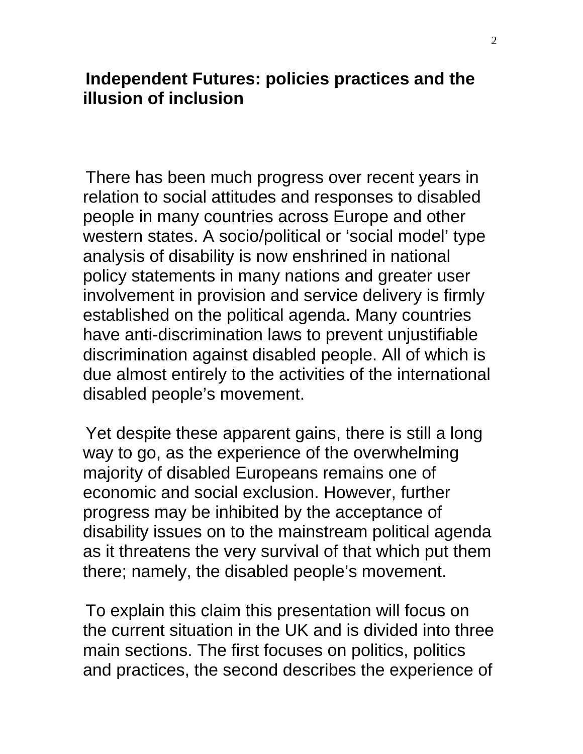# Independent Futures: policies practices and the illusion of inclusion

There has been much progress over recent years in relation to social attitudes and responses to disabled people in many countries across Europe and other western states. A socio/political or 'social model' type analysis of disability is now enshrined in national policy statements in many nations and greater user involvement in provision and service delivery is firmly established on the political agenda. Many countries have anti-discrimination laws to prevent unjustifiable discrimination against disabled people. All of which is due almost entirely to the activities of the international disabled people's movement.

Yet despite these apparent gains, there is still a long way to go, as the experience of the overwhelming majority of disabled Europeans remains one of economic and social exclusion. However, further progress may be inhibited by the acceptance of disability issues on to the mainstream political agenda as it threatens the very survival of that which put them there; namely, the disabled people's movement.

To explain this claim this presentation will focus on the current situation in the UK and is divided into three main sections. The first focuses on politics, politics and practices, the second describes the experience of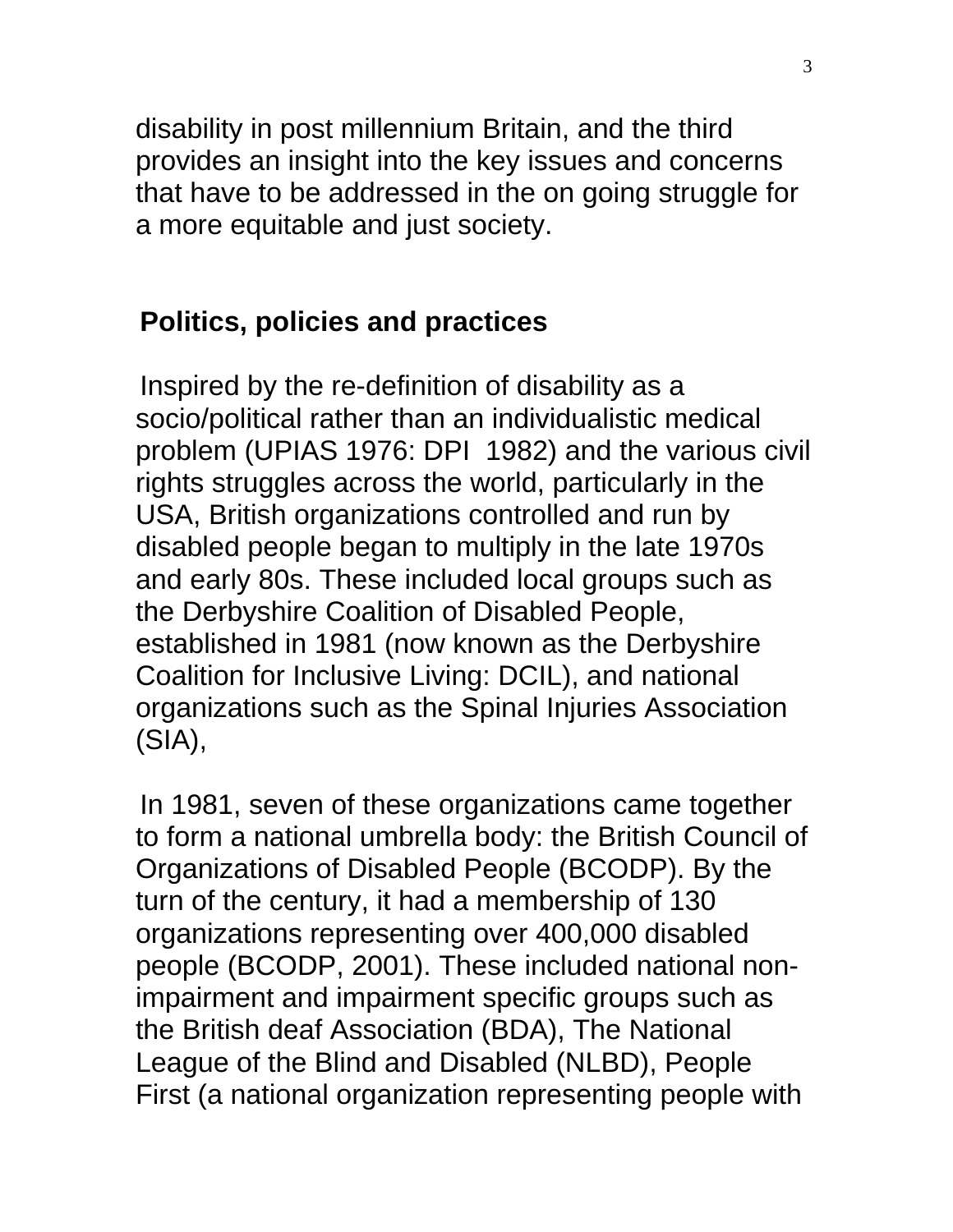disability in post millennium Britain, and the third provides an insight into the key issues and concerns that have to be addressed in the on going struggle for a more equitable and just society.

## Politics, policies and practices

Inspired by the re-definition of disability as a socio/political rather than an individualistic medical problem (UPIAS 1976: DPI 1982) and the various civil rights struggles across the world, particularly in the USA, British organizations controlled and run by disabled people began to multiply in the late 1970s and early 80s. These included local groups such as the Derbyshire Coalition of Disabled People, established in 1981 (now known as the Derbyshire Coalition for Inclusive Living: DCIL), and national organizations such as the Spinal Injuries Association (SIA),

In 1981, seven of these organizations came together to form a national umbrella body: the British Council of Organizations of Disabled People (BCODP). By the turn of the century, it had a membership of 130 organizations representing over 400,000 disabled people (BCODP, 2001). These included national non-impairment and impairment specific groups such as the British deaf Association (BDA), The National League of the Blind and Disabled (NLBD), People First (a national organization representing people with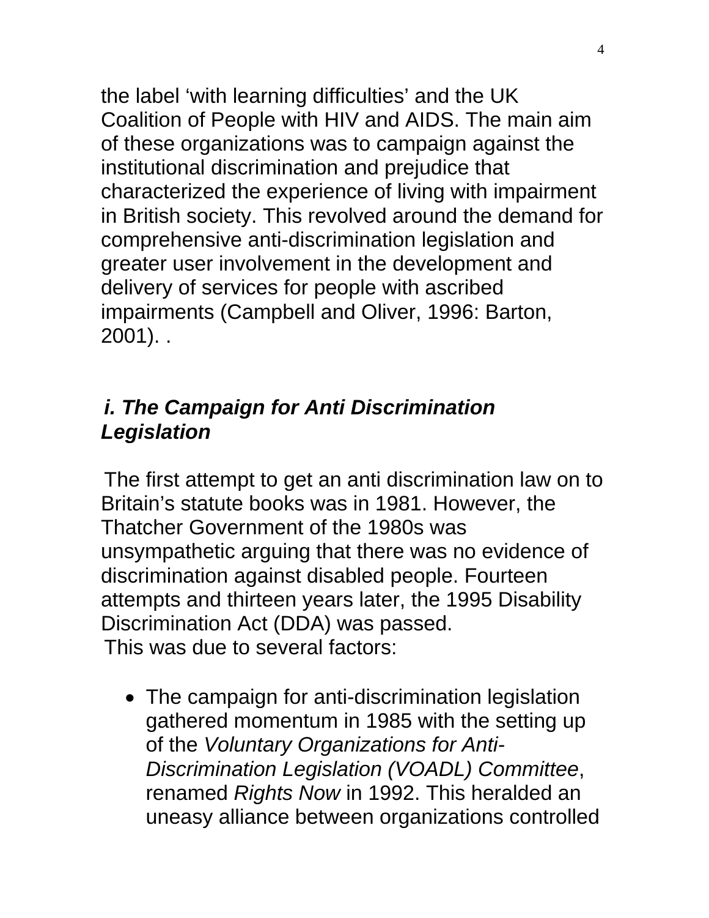the label 'with learning difficulties' and the UK Coalition of People with HIV and AIDS. The main aim of these organizations was to campaign against the institutional discrimination and prejudice that characterized the experience of living with impairment in British society. This revolved around the demand for comprehensive anti-discrimination legislation and greater user involvement in the development and delivery of services for people with ascribed impairments (Campbell and Oliver, 1996: Barton, 2001). .

### *i. The Campaign for Anti Discrimination Legislation*

The first attempt to get an anti discrimination law on to Britain's statute books was in 1981. However, the Thatcher Government of the 1980s was unsympathetic arguing that there was no evidence of discrimination against disabled people. Fourteen attempts and thirteen years later, the 1995 Disability Discrimination Act (DDA) was passed.
This was due to several factors:

- The campaign for anti-discrimination legislation gathered momentum in 1985 with the setting up of the *Voluntary Organizations for Anti-Discrimination Legislation (VOADL) Committee*, renamed *Rights Now* in 1992. This heralded an uneasy alliance between organizations controlled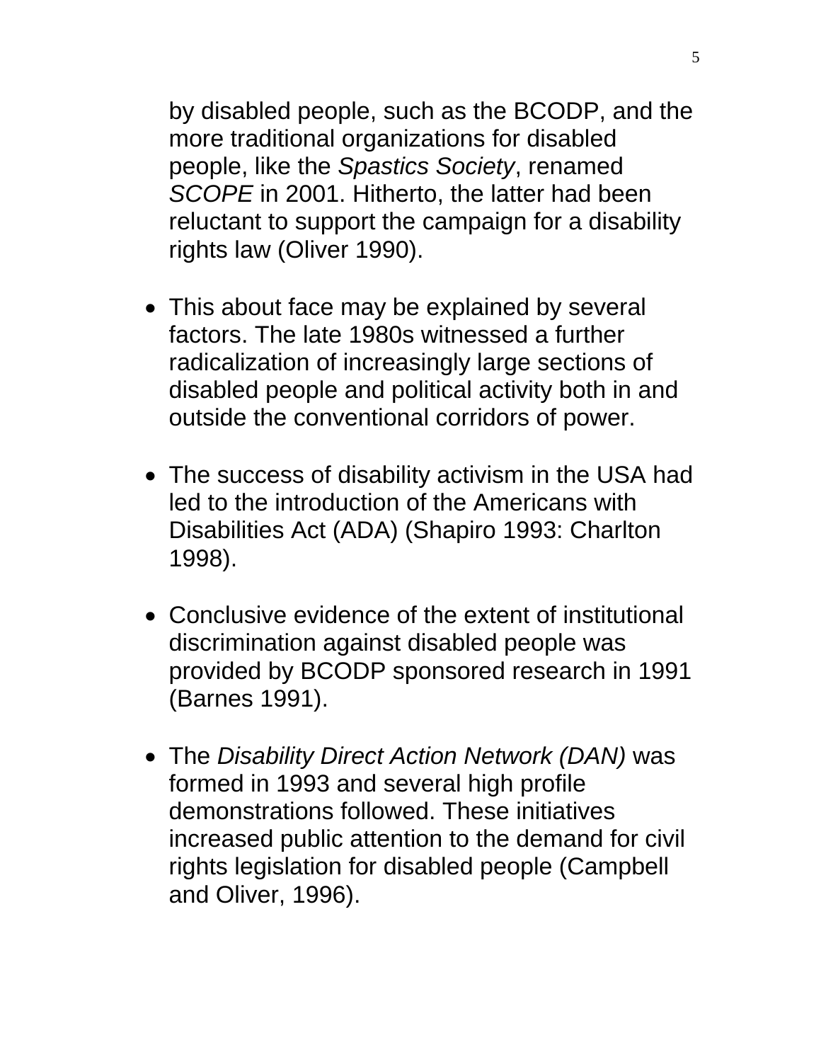by disabled people, such as the BCODP, and the more traditional organizations for disabled people, like the *Spastics Society*, renamed *SCOPE* in 2001. Hitherto, the latter had been reluctant to support the campaign for a disability rights law (Oliver 1990).

- This about face may be explained by several factors. The late 1980s witnessed a further radicalization of increasingly large sections of disabled people and political activity both in and outside the conventional corridors of power.

- The success of disability activism in the USA had led to the introduction of the Americans with Disabilities Act (ADA) (Shapiro 1993: Charlton 1998).

- Conclusive evidence of the extent of institutional discrimination against disabled people was provided by BCODP sponsored research in 1991 (Barnes 1991).

- The *Disability Direct Action Network (DAN)* was formed in 1993 and several high profile demonstrations followed. These initiatives increased public attention to the demand for civil rights legislation for disabled people (Campbell and Oliver, 1996).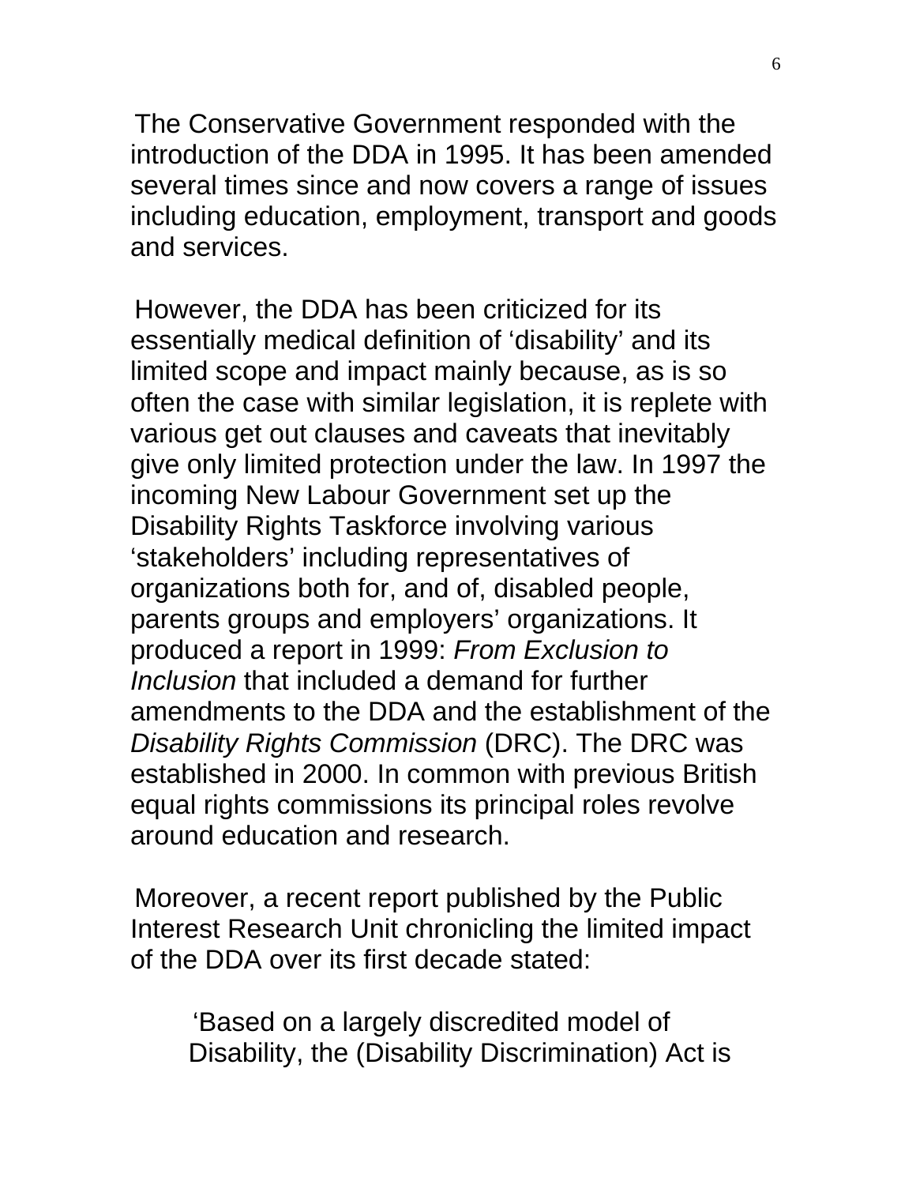The Conservative Government responded with the introduction of the DDA in 1995. It has been amended several times since and now covers a range of issues including education, employment, transport and goods and services.

However, the DDA has been criticized for its essentially medical definition of 'disability' and its limited scope and impact mainly because, as is so often the case with similar legislation, it is replete with various get out clauses and caveats that inevitably give only limited protection under the law. In 1997 the incoming New Labour Government set up the Disability Rights Taskforce involving various 'stakeholders' including representatives of organizations both for, and of, disabled people, parents groups and employers' organizations. It produced a report in 1999: *From Exclusion to Inclusion* that included a demand for further amendments to the DDA and the establishment of the *Disability Rights Commission* (DRC). The DRC was established in 2000. In common with previous British equal rights commissions its principal roles revolve around education and research.

Moreover, a recent report published by the Public Interest Research Unit chronicling the limited impact of the DDA over its first decade stated:

> 'Based on a largely discredited model of Disability, the (Disability Discrimination) Act is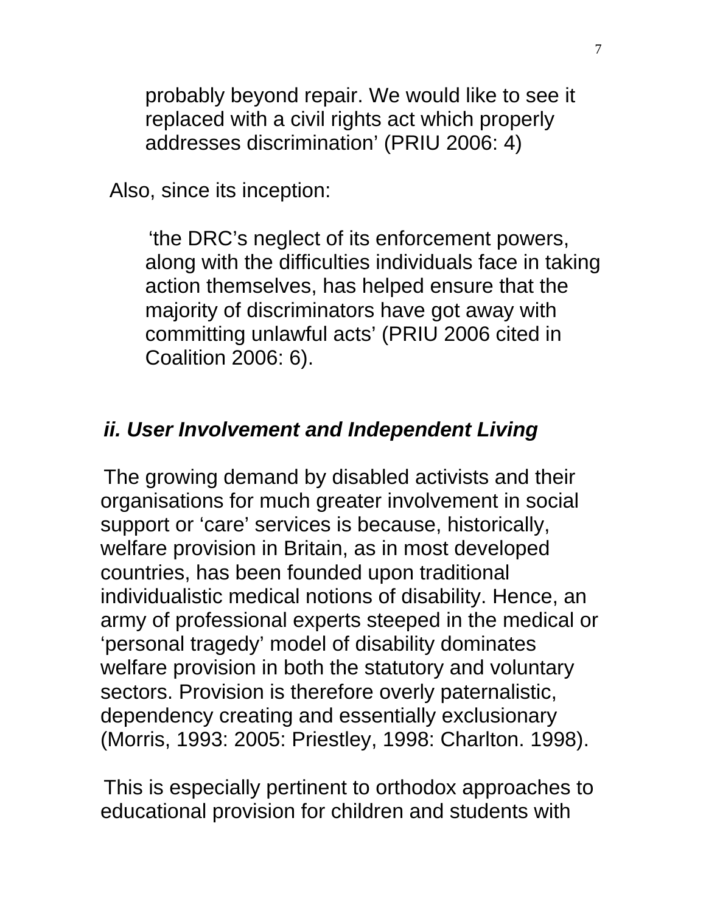> probably beyond repair. We would like to see it replaced with a civil rights act which properly addresses discrimination' (PRIU 2006: 4)

Also, since its inception:

> 'the DRC's neglect of its enforcement powers, along with the difficulties individuals face in taking action themselves, has helped ensure that the majority of discriminators have got away with committing unlawful acts' (PRIU 2006 cited in Coalition 2006: 6).

### *ii. User Involvement and Independent Living*

The growing demand by disabled activists and their organisations for much greater involvement in social support or 'care' services is because, historically, welfare provision in Britain, as in most developed countries, has been founded upon traditional individualistic medical notions of disability. Hence, an army of professional experts steeped in the medical or 'personal tragedy' model of disability dominates welfare provision in both the statutory and voluntary sectors. Provision is therefore overly paternalistic, dependency creating and essentially exclusionary (Morris, 1993: 2005: Priestley, 1998: Charlton. 1998).

This is especially pertinent to orthodox approaches to educational provision for children and students with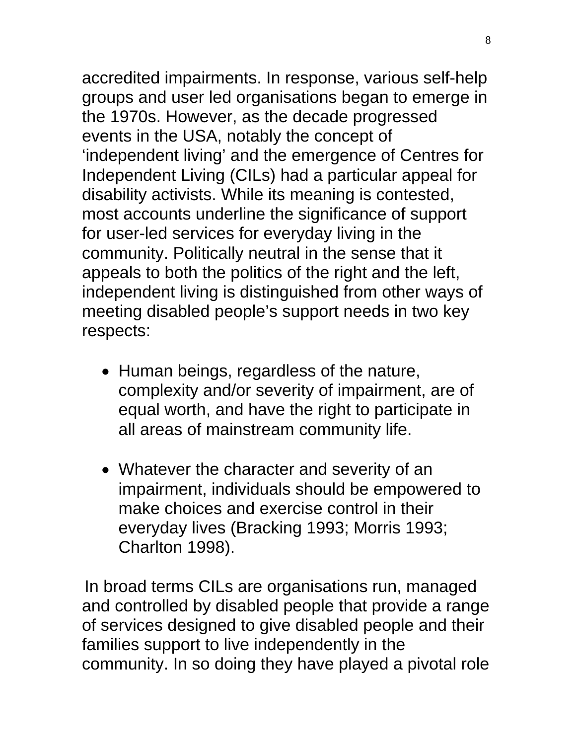accredited impairments. In response, various self-help groups and user led organisations began to emerge in the 1970s. However, as the decade progressed events in the USA, notably the concept of 'independent living' and the emergence of Centres for Independent Living (CILs) had a particular appeal for disability activists. While its meaning is contested, most accounts underline the significance of support for user-led services for everyday living in the community. Politically neutral in the sense that it appeals to both the politics of the right and the left, independent living is distinguished from other ways of meeting disabled people's support needs in two key respects:

- Human beings, regardless of the nature, complexity and/or severity of impairment, are of equal worth, and have the right to participate in all areas of mainstream community life.

- Whatever the character and severity of an impairment, individuals should be empowered to make choices and exercise control in their everyday lives (Bracking 1993; Morris 1993; Charlton 1998).

In broad terms CILs are organisations run, managed and controlled by disabled people that provide a range of services designed to give disabled people and their families support to live independently in the community. In so doing they have played a pivotal role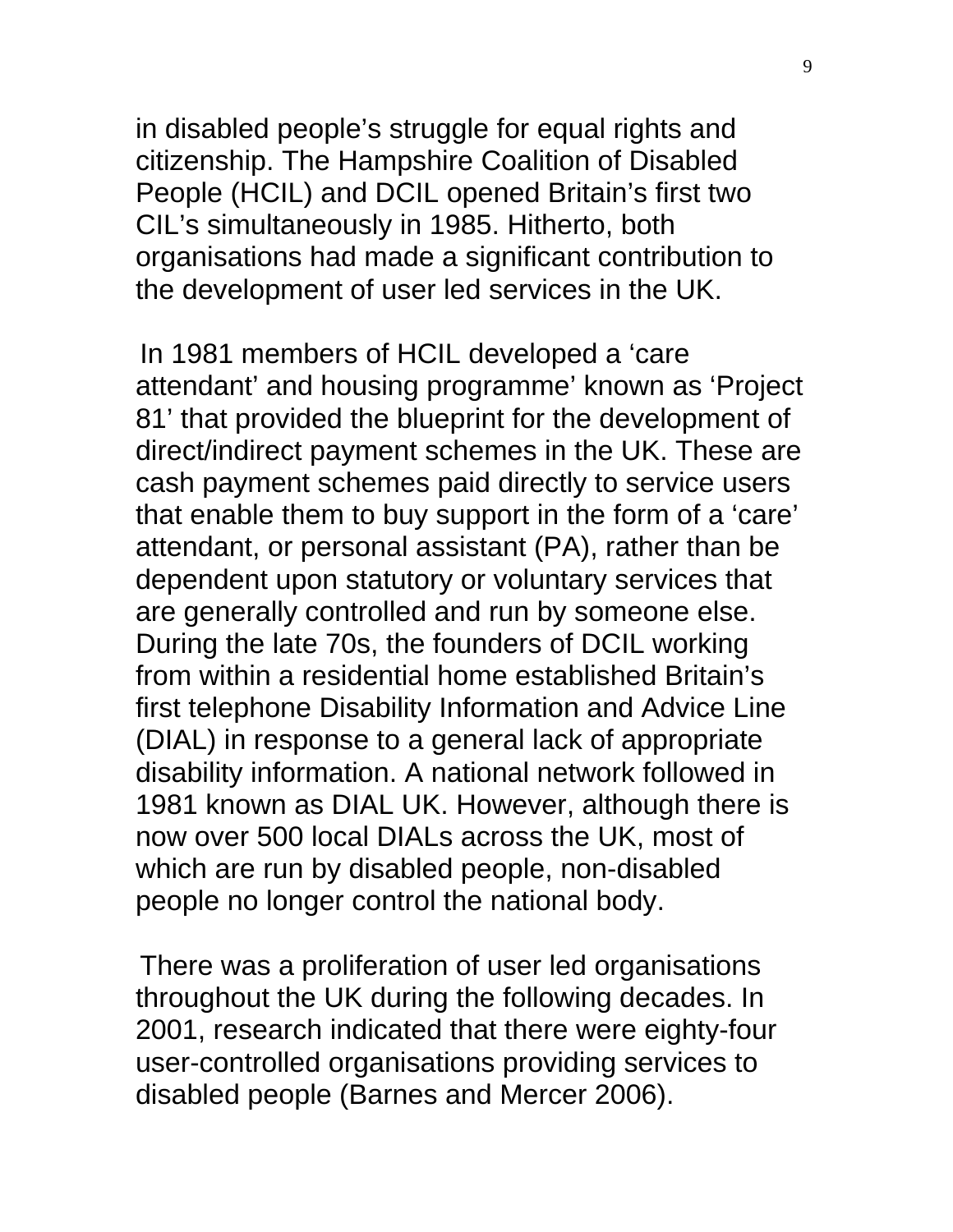in disabled people's struggle for equal rights and citizenship. The Hampshire Coalition of Disabled People (HCIL) and DCIL opened Britain's first two CIL's simultaneously in 1985. Hitherto, both organisations had made a significant contribution to the development of user led services in the UK.

In 1981 members of HCIL developed a 'care attendant' and housing programme' known as 'Project 81' that provided the blueprint for the development of direct/indirect payment schemes in the UK. These are cash payment schemes paid directly to service users that enable them to buy support in the form of a 'care' attendant, or personal assistant (PA), rather than be dependent upon statutory or voluntary services that are generally controlled and run by someone else. During the late 70s, the founders of DCIL working from within a residential home established Britain's first telephone Disability Information and Advice Line (DIAL) in response to a general lack of appropriate disability information. A national network followed in 1981 known as DIAL UK. However, although there is now over 500 local DIALs across the UK, most of which are run by disabled people, non-disabled people no longer control the national body.

There was a proliferation of user led organisations throughout the UK during the following decades. In 2001, research indicated that there were eighty-four user-controlled organisations providing services to disabled people (Barnes and Mercer 2006).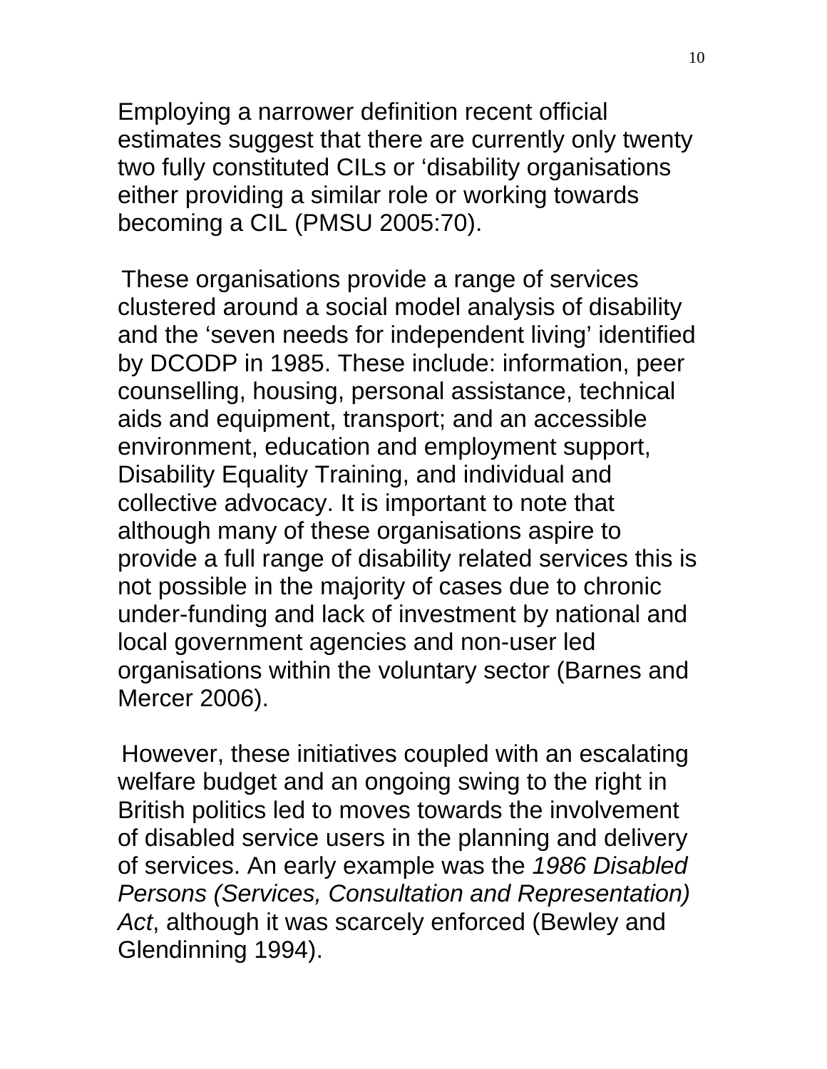Employing a narrower definition recent official estimates suggest that there are currently only twenty two fully constituted CILs or ‘disability organisations either providing a similar role or working towards becoming a CIL (PMSU 2005:70).

These organisations provide a range of services clustered around a social model analysis of disability and the ‘seven needs for independent living’ identified by DCODP in 1985. These include: information, peer counselling, housing, personal assistance, technical aids and equipment, transport; and an accessible environment, education and employment support, Disability Equality Training, and individual and collective advocacy. It is important to note that although many of these organisations aspire to provide a full range of disability related services this is not possible in the majority of cases due to chronic under-funding and lack of investment by national and local government agencies and non-user led organisations within the voluntary sector (Barnes and Mercer 2006).

However, these initiatives coupled with an escalating welfare budget and an ongoing swing to the right in British politics led to moves towards the involvement of disabled service users in the planning and delivery of services. An early example was the *1986 Disabled Persons (Services, Consultation and Representation) Act*, although it was scarcely enforced (Bewley and Glendinning 1994).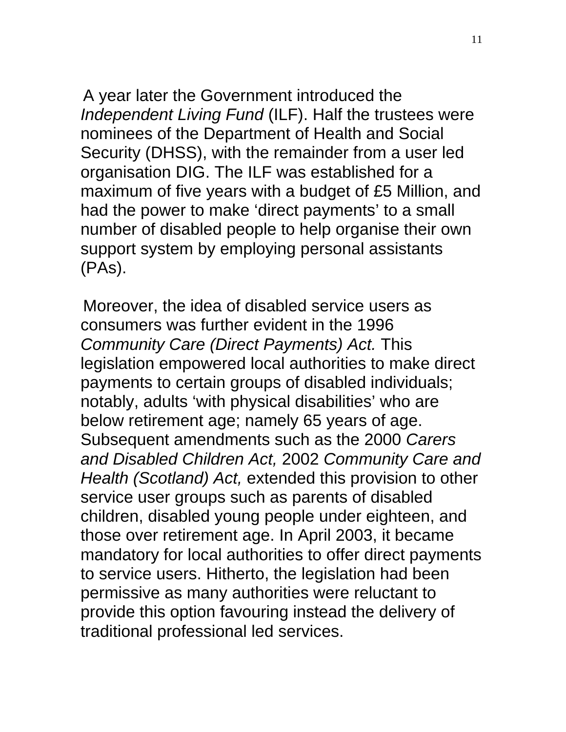A year later the Government introduced the *Independent Living Fund* (ILF). Half the trustees were nominees of the Department of Health and Social Security (DHSS), with the remainder from a user led organisation DIG. The ILF was established for a maximum of five years with a budget of £5 Million, and had the power to make 'direct payments' to a small number of disabled people to help organise their own support system by employing personal assistants (PAs).

Moreover, the idea of disabled service users as consumers was further evident in the 1996 *Community Care (Direct Payments) Act.* This legislation empowered local authorities to make direct payments to certain groups of disabled individuals; notably, adults 'with physical disabilities' who are below retirement age; namely 65 years of age. Subsequent amendments such as the 2000 *Carers and Disabled Children Act,* 2002 *Community Care and Health (Scotland) Act,* extended this provision to other service user groups such as parents of disabled children, disabled young people under eighteen, and those over retirement age. In April 2003, it became mandatory for local authorities to offer direct payments to service users. Hitherto, the legislation had been permissive as many authorities were reluctant to provide this option favouring instead the delivery of traditional professional led services.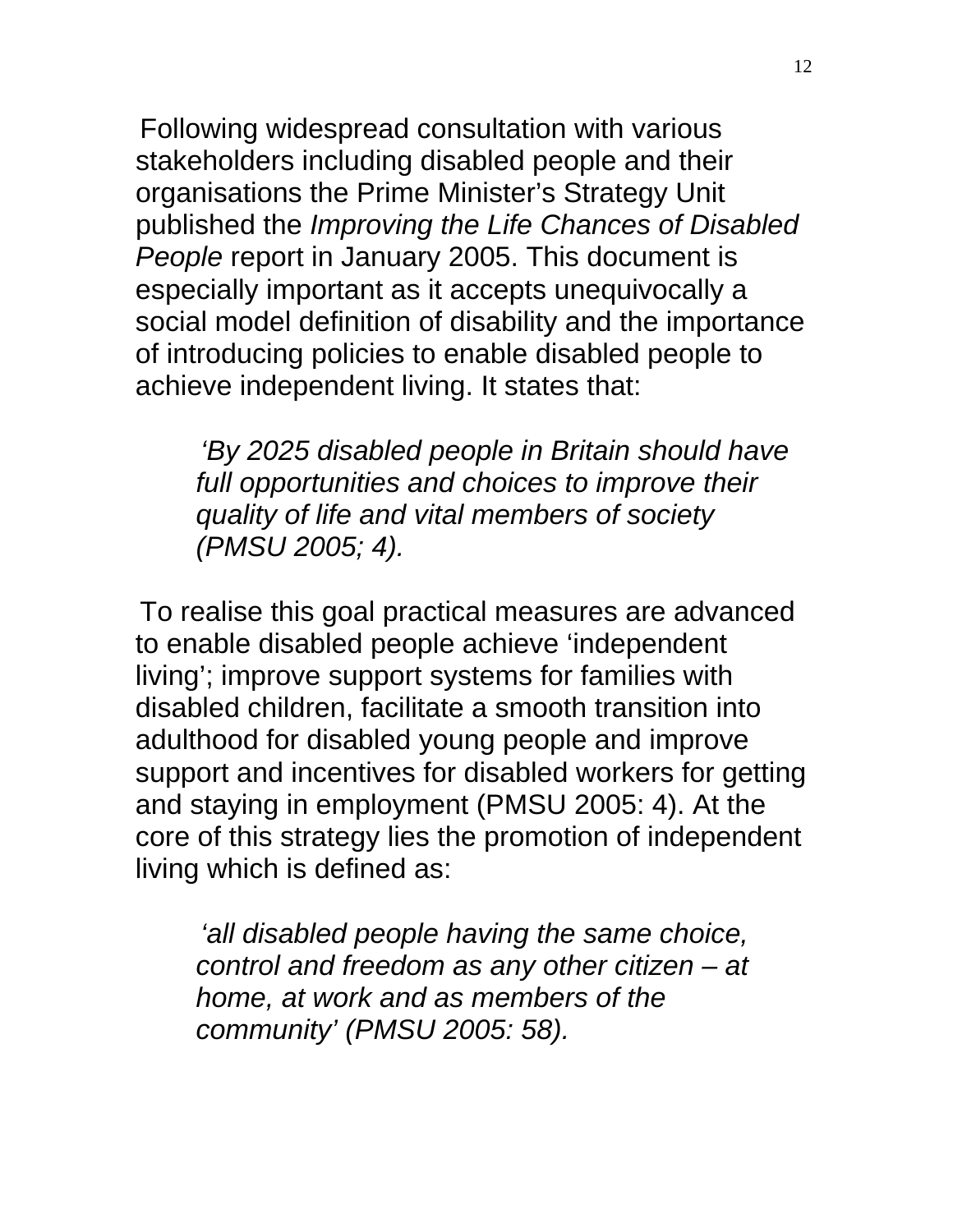Following widespread consultation with various stakeholders including disabled people and their organisations the Prime Minister's Strategy Unit published the *Improving the Life Chances of Disabled People* report in January 2005. This document is especially important as it accepts unequivocally a social model definition of disability and the importance of introducing policies to enable disabled people to achieve independent living. It states that:

> *'By 2025 disabled people in Britain should have full opportunities and choices to improve their quality of life and vital members of society (PMSU 2005; 4).*

To realise this goal practical measures are advanced to enable disabled people achieve 'independent living'; improve support systems for families with disabled children, facilitate a smooth transition into adulthood for disabled young people and improve support and incentives for disabled workers for getting and staying in employment (PMSU 2005: 4). At the core of this strategy lies the promotion of independent living which is defined as:

> *'all disabled people having the same choice, control and freedom as any other citizen – at home, at work and as members of the community' (PMSU 2005: 58).*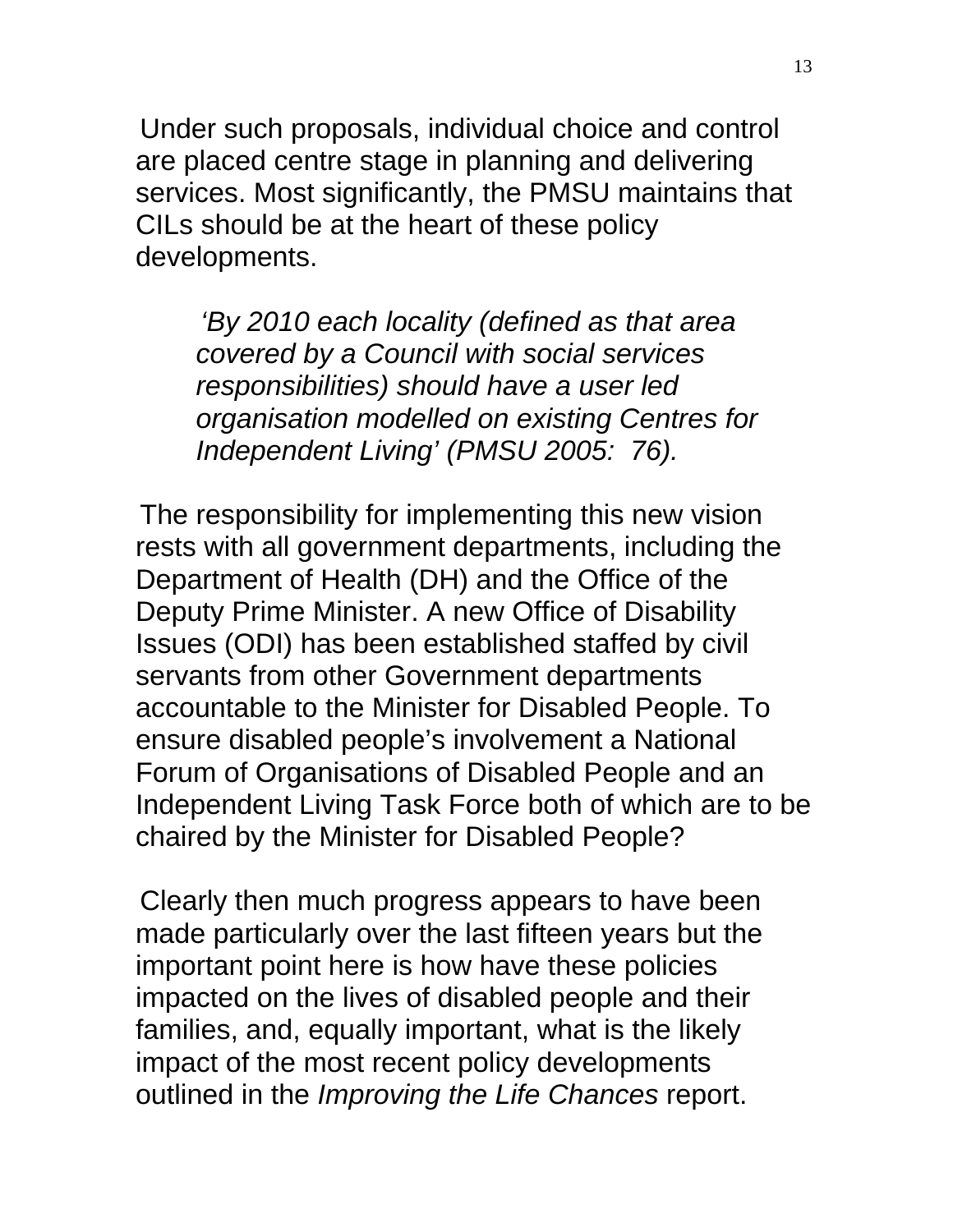Under such proposals, individual choice and control are placed centre stage in planning and delivering services. Most significantly, the PMSU maintains that CILs should be at the heart of these policy developments.

> *'By 2010 each locality (defined as that area covered by a Council with social services responsibilities) should have a user led organisation modelled on existing Centres for Independent Living' (PMSU 2005: 76).*

The responsibility for implementing this new vision rests with all government departments, including the Department of Health (DH) and the Office of the Deputy Prime Minister. A new Office of Disability Issues (ODI) has been established staffed by civil servants from other Government departments accountable to the Minister for Disabled People. To ensure disabled people's involvement a National Forum of Organisations of Disabled People and an Independent Living Task Force both of which are to be chaired by the Minister for Disabled People?

Clearly then much progress appears to have been made particularly over the last fifteen years but the important point here is how have these policies impacted on the lives of disabled people and their families, and, equally important, what is the likely impact of the most recent policy developments outlined in the *Improving the Life Chances* report.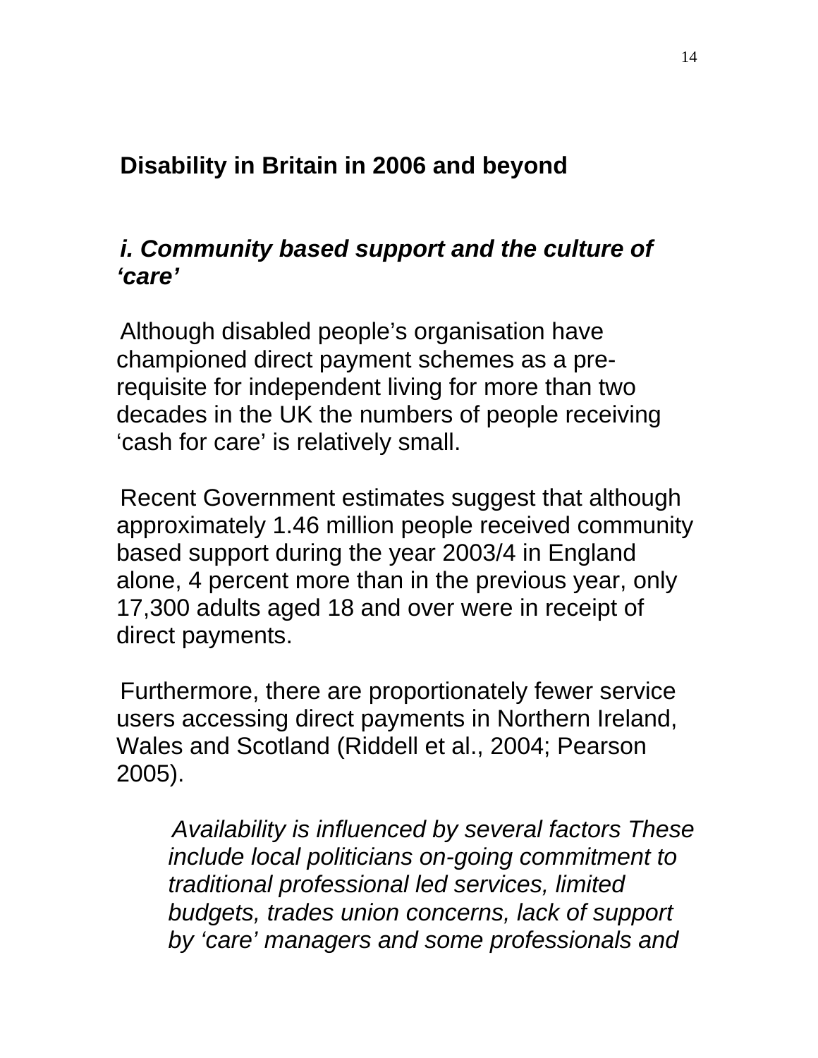## Disability in Britain in 2006 and beyond

### *i. Community based support and the culture of 'care'*

Although disabled people's organisation have championed direct payment schemes as a pre-requisite for independent living for more than two decades in the UK the numbers of people receiving 'cash for care' is relatively small.

Recent Government estimates suggest that although approximately 1.46 million people received community based support during the year 2003/4 in England alone, 4 percent more than in the previous year, only 17,300 adults aged 18 and over were in receipt of direct payments.

Furthermore, there are proportionately fewer service users accessing direct payments in Northern Ireland, Wales and Scotland (Riddell et al., 2004; Pearson 2005).

> *Availability is influenced by several factors These include local politicians on-going commitment to traditional professional led services, limited budgets, trades union concerns, lack of support by 'care' managers and some professionals and*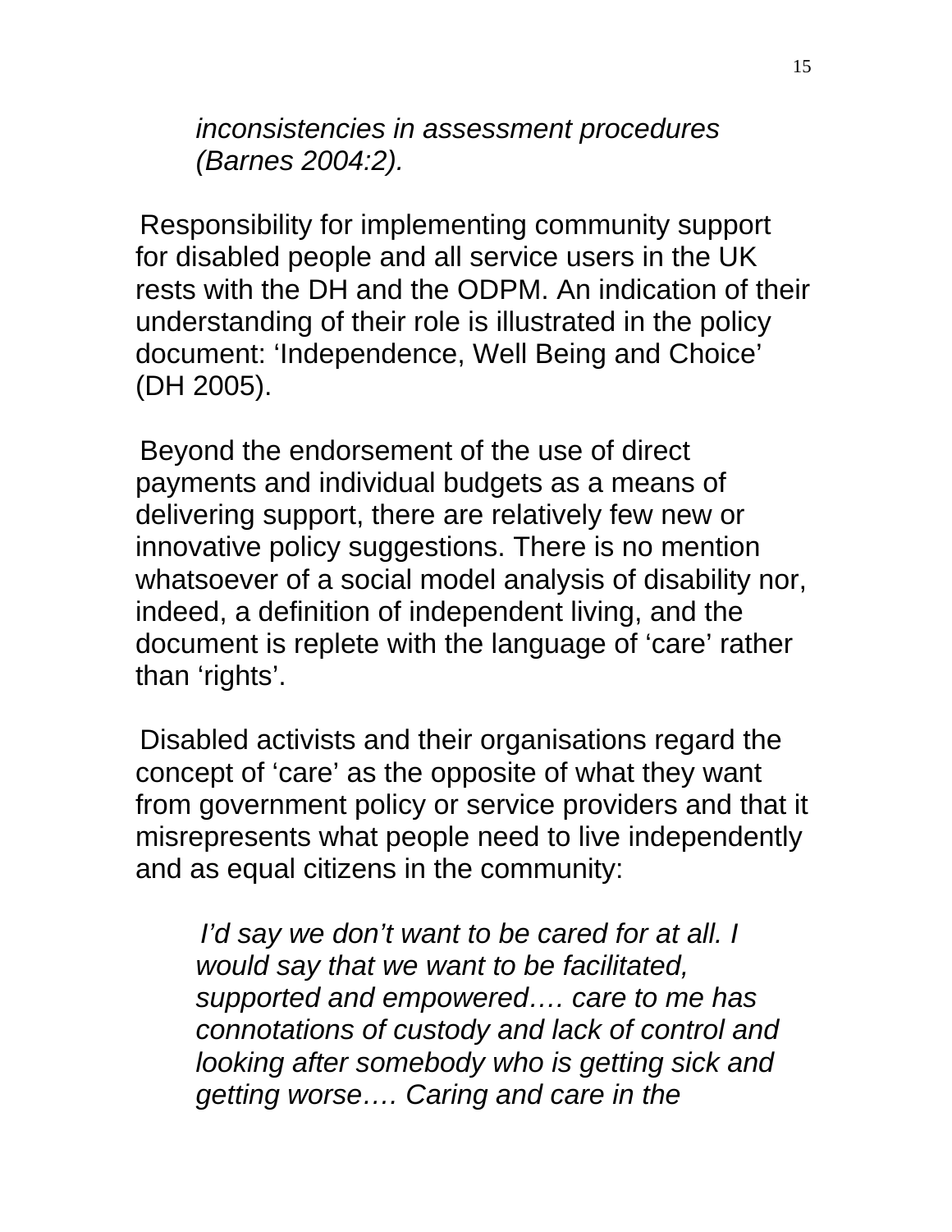> *inconsistencies in assessment procedures (Barnes 2004:2).*

Responsibility for implementing community support for disabled people and all service users in the UK rests with the DH and the ODPM. An indication of their understanding of their role is illustrated in the policy document: 'Independence, Well Being and Choice' (DH 2005).

Beyond the endorsement of the use of direct payments and individual budgets as a means of delivering support, there are relatively few new or innovative policy suggestions. There is no mention whatsoever of a social model analysis of disability nor, indeed, a definition of independent living, and the document is replete with the language of 'care' rather than 'rights'.

Disabled activists and their organisations regard the concept of 'care' as the opposite of what they want from government policy or service providers and that it misrepresents what people need to live independently and as equal citizens in the community:

> *I'd say we don't want to be cared for at all. I would say that we want to be facilitated, supported and empowered…. care to me has connotations of custody and lack of control and looking after somebody who is getting sick and getting worse…. Caring and care in the*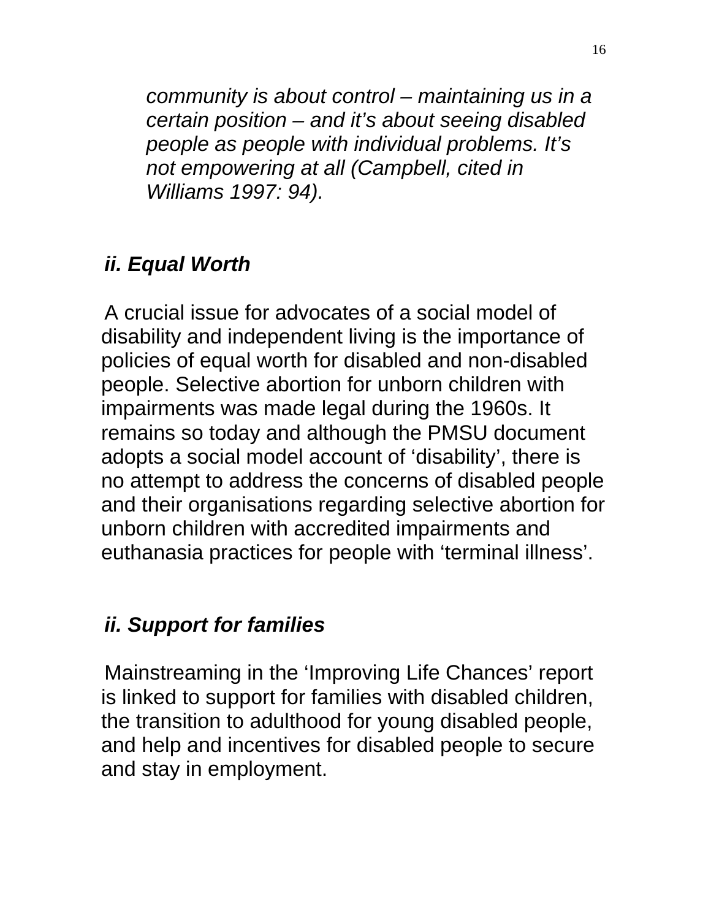> *community is about control – maintaining us in a certain position – and it's about seeing disabled people as people with individual problems. It's not empowering at all (Campbell, cited in Williams 1997: 94).*

### *ii. Equal Worth*

A crucial issue for advocates of a social model of disability and independent living is the importance of policies of equal worth for disabled and non-disabled people. Selective abortion for unborn children with impairments was made legal during the 1960s. It remains so today and although the PMSU document adopts a social model account of 'disability', there is no attempt to address the concerns of disabled people and their organisations regarding selective abortion for unborn children with accredited impairments and euthanasia practices for people with 'terminal illness'.

### *ii. Support for families*

Mainstreaming in the 'Improving Life Chances' report is linked to support for families with disabled children, the transition to adulthood for young disabled people, and help and incentives for disabled people to secure and stay in employment.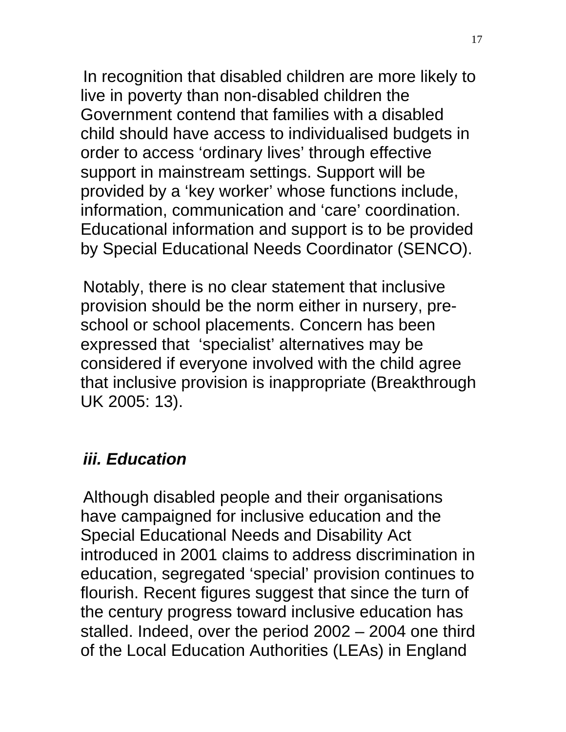In recognition that disabled children are more likely to live in poverty than non-disabled children the Government contend that families with a disabled child should have access to individualised budgets in order to access 'ordinary lives' through effective support in mainstream settings. Support will be provided by a 'key worker' whose functions include, information, communication and 'care' coordination. Educational information and support is to be provided by Special Educational Needs Coordinator (SENCO).

Notably, there is no clear statement that inclusive provision should be the norm either in nursery, pre-school or school placements. Concern has been expressed that 'specialist' alternatives may be considered if everyone involved with the child agree that inclusive provision is inappropriate (Breakthrough UK 2005: 13).

### *iii. Education*

Although disabled people and their organisations have campaigned for inclusive education and the Special Educational Needs and Disability Act introduced in 2001 claims to address discrimination in education, segregated 'special' provision continues to flourish. Recent figures suggest that since the turn of the century progress toward inclusive education has stalled. Indeed, over the period 2002 – 2004 one third of the Local Education Authorities (LEAs) in England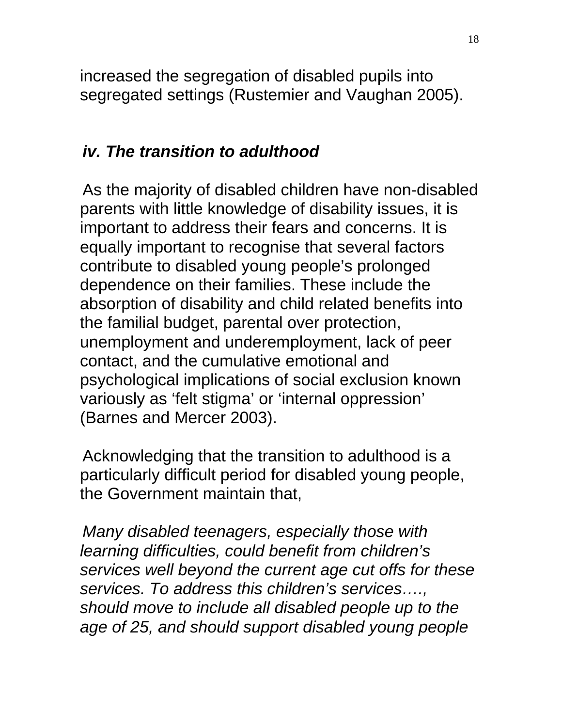increased the segregation of disabled pupils into segregated settings (Rustemier and Vaughan 2005).

### *iv. The transition to adulthood*

As the majority of disabled children have non-disabled parents with little knowledge of disability issues, it is important to address their fears and concerns. It is equally important to recognise that several factors contribute to disabled young people's prolonged dependence on their families. These include the absorption of disability and child related benefits into the familial budget, parental over protection, unemployment and underemployment, lack of peer contact, and the cumulative emotional and psychological implications of social exclusion known variously as 'felt stigma' or 'internal oppression' (Barnes and Mercer 2003).

Acknowledging that the transition to adulthood is a particularly difficult period for disabled young people, the Government maintain that,

*Many disabled teenagers, especially those with learning difficulties, could benefit from children's services well beyond the current age cut offs for these services. To address this children's services…., should move to include all disabled people up to the age of 25, and should support disabled young people*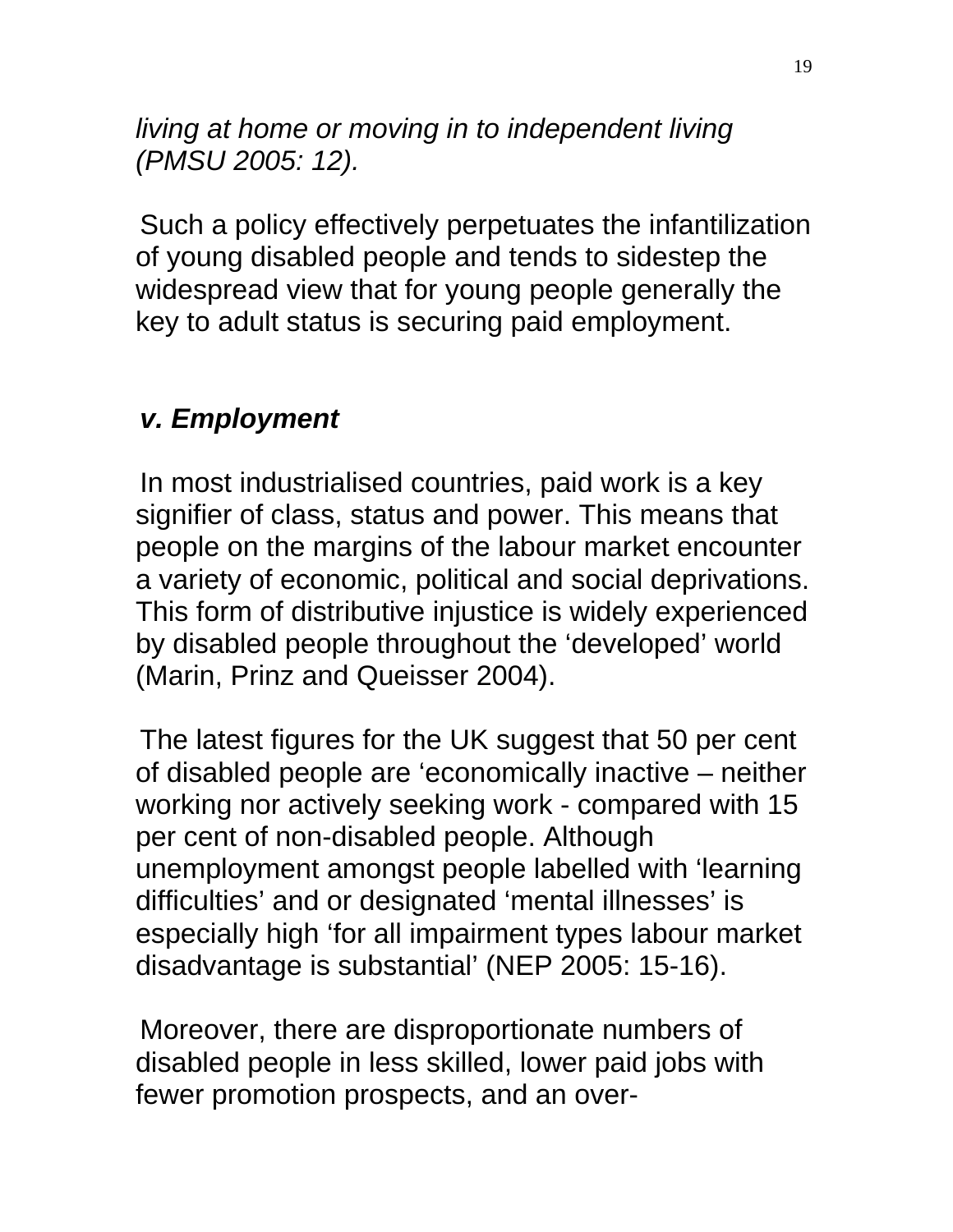*living at home or moving in to independent living (PMSU 2005: 12).*

Such a policy effectively perpetuates the infantilization of young disabled people and tends to sidestep the widespread view that for young people generally the key to adult status is securing paid employment.

### *v. Employment*

In most industrialised countries, paid work is a key signifier of class, status and power. This means that people on the margins of the labour market encounter a variety of economic, political and social deprivations. This form of distributive injustice is widely experienced by disabled people throughout the 'developed' world (Marin, Prinz and Queisser 2004).

The latest figures for the UK suggest that 50 per cent of disabled people are 'economically inactive – neither working nor actively seeking work - compared with 15 per cent of non-disabled people. Although unemployment amongst people labelled with 'learning difficulties' and or designated 'mental illnesses' is especially high 'for all impairment types labour market disadvantage is substantial' (NEP 2005: 15-16).

Moreover, there are disproportionate numbers of disabled people in less skilled, lower paid jobs with fewer promotion prospects, and an over-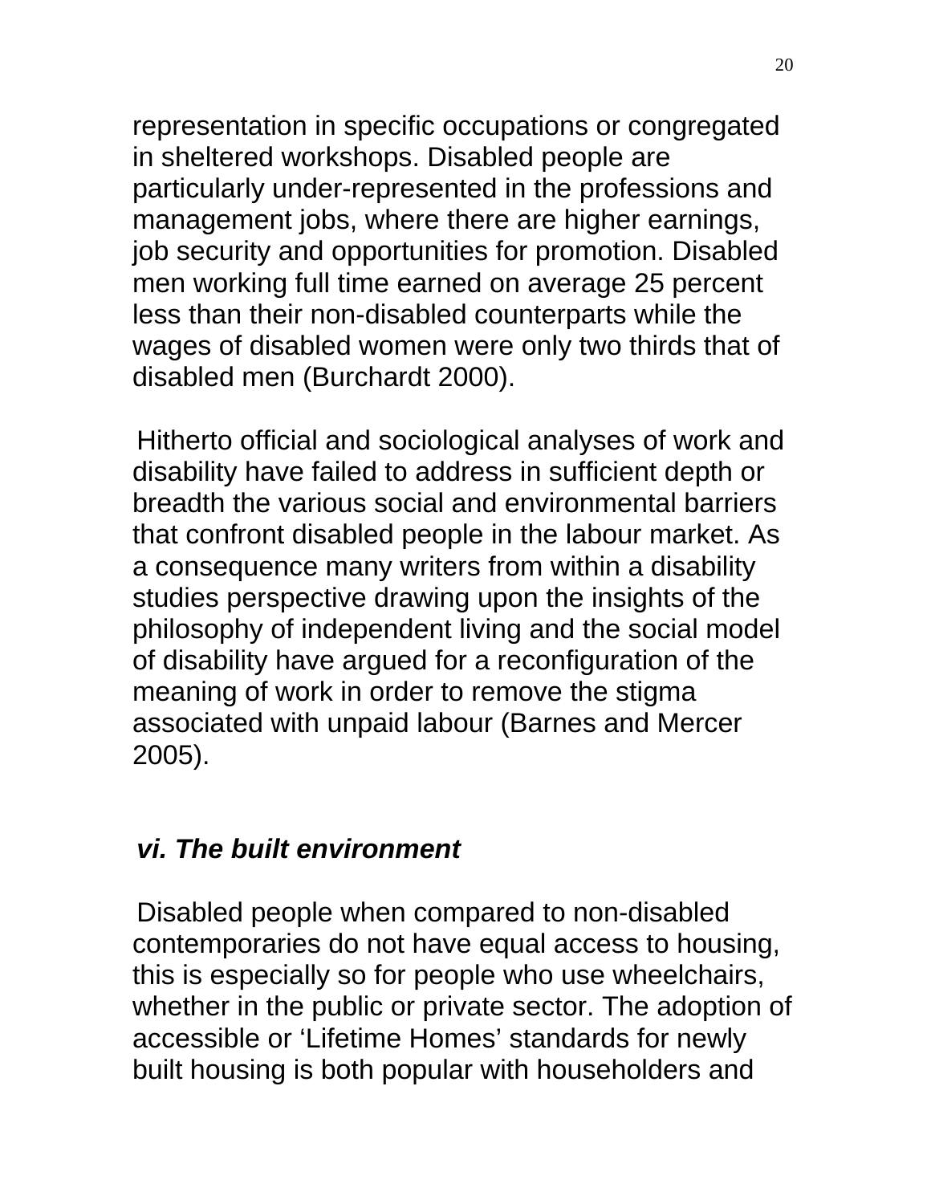representation in specific occupations or congregated in sheltered workshops. Disabled people are particularly under-represented in the professions and management jobs, where there are higher earnings, job security and opportunities for promotion. Disabled men working full time earned on average 25 percent less than their non-disabled counterparts while the wages of disabled women were only two thirds that of disabled men (Burchardt 2000).

Hitherto official and sociological analyses of work and disability have failed to address in sufficient depth or breadth the various social and environmental barriers that confront disabled people in the labour market. As a consequence many writers from within a disability studies perspective drawing upon the insights of the philosophy of independent living and the social model of disability have argued for a reconfiguration of the meaning of work in order to remove the stigma associated with unpaid labour (Barnes and Mercer 2005).

### *vi. The built environment*

Disabled people when compared to non-disabled contemporaries do not have equal access to housing, this is especially so for people who use wheelchairs, whether in the public or private sector. The adoption of accessible or 'Lifetime Homes' standards for newly built housing is both popular with householders and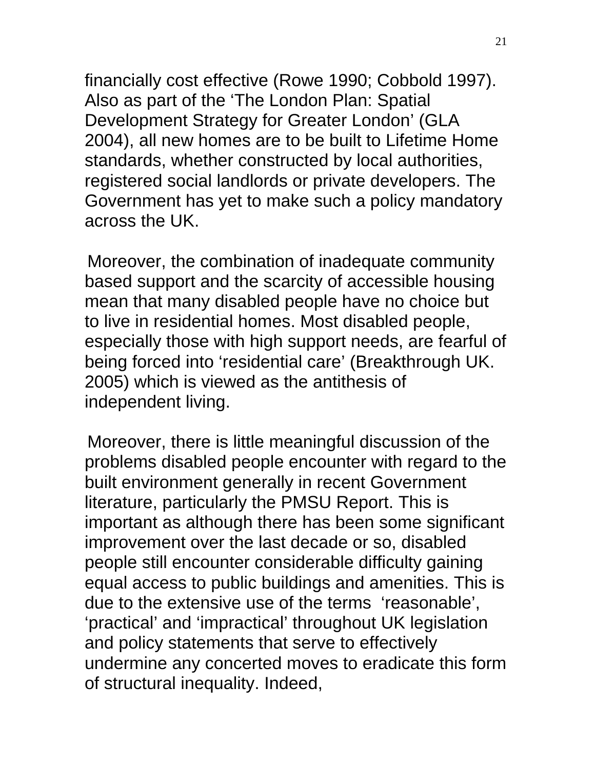financially cost effective (Rowe 1990; Cobbold 1997). Also as part of the 'The London Plan: Spatial Development Strategy for Greater London' (GLA 2004), all new homes are to be built to Lifetime Home standards, whether constructed by local authorities, registered social landlords or private developers. The Government has yet to make such a policy mandatory across the UK.

Moreover, the combination of inadequate community based support and the scarcity of accessible housing mean that many disabled people have no choice but to live in residential homes. Most disabled people, especially those with high support needs, are fearful of being forced into 'residential care' (Breakthrough UK. 2005) which is viewed as the antithesis of independent living.

Moreover, there is little meaningful discussion of the problems disabled people encounter with regard to the built environment generally in recent Government literature, particularly the PMSU Report. This is important as although there has been some significant improvement over the last decade or so, disabled people still encounter considerable difficulty gaining equal access to public buildings and amenities. This is due to the extensive use of the terms 'reasonable', 'practical' and 'impractical' throughout UK legislation and policy statements that serve to effectively undermine any concerted moves to eradicate this form of structural inequality. Indeed,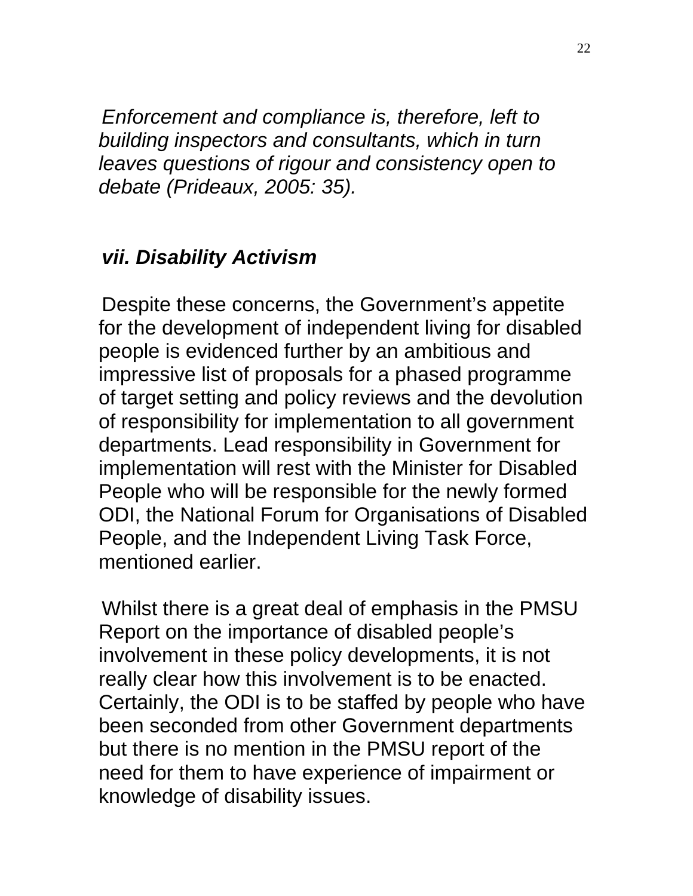*Enforcement and compliance is, therefore, left to building inspectors and consultants, which in turn leaves questions of rigour and consistency open to debate (Prideaux, 2005: 35).*

### *vii. Disability Activism*

Despite these concerns, the Government's appetite for the development of independent living for disabled people is evidenced further by an ambitious and impressive list of proposals for a phased programme of target setting and policy reviews and the devolution of responsibility for implementation to all government departments. Lead responsibility in Government for implementation will rest with the Minister for Disabled People who will be responsible for the newly formed ODI, the National Forum for Organisations of Disabled People, and the Independent Living Task Force, mentioned earlier.

Whilst there is a great deal of emphasis in the PMSU Report on the importance of disabled people's involvement in these policy developments, it is not really clear how this involvement is to be enacted. Certainly, the ODI is to be staffed by people who have been seconded from other Government departments but there is no mention in the PMSU report of the need for them to have experience of impairment or knowledge of disability issues.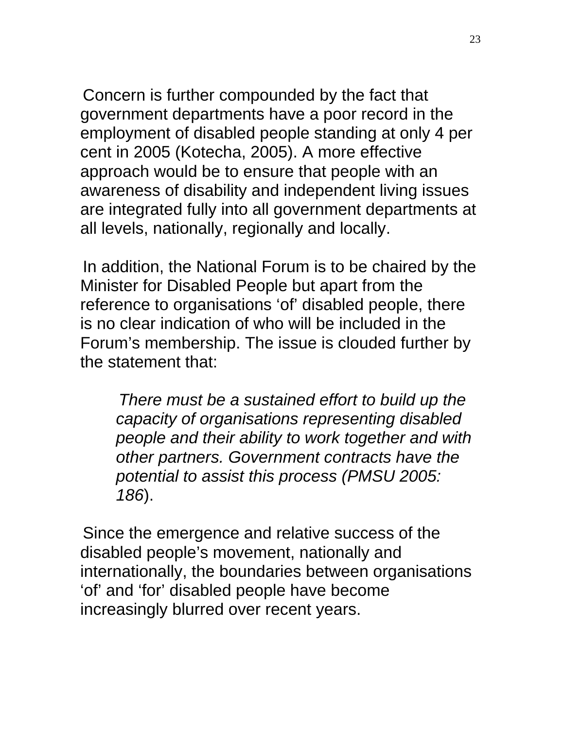Concern is further compounded by the fact that government departments have a poor record in the employment of disabled people standing at only 4 per cent in 2005 (Kotecha, 2005). A more effective approach would be to ensure that people with an awareness of disability and independent living issues are integrated fully into all government departments at all levels, nationally, regionally and locally.

In addition, the National Forum is to be chaired by the Minister for Disabled People but apart from the reference to organisations 'of' disabled people, there is no clear indication of who will be included in the Forum's membership. The issue is clouded further by the statement that:

> *There must be a sustained effort to build up the capacity of organisations representing disabled people and their ability to work together and with other partners. Government contracts have the potential to assist this process (PMSU 2005: 186*).

Since the emergence and relative success of the disabled people's movement, nationally and internationally, the boundaries between organisations 'of' and 'for' disabled people have become increasingly blurred over recent years.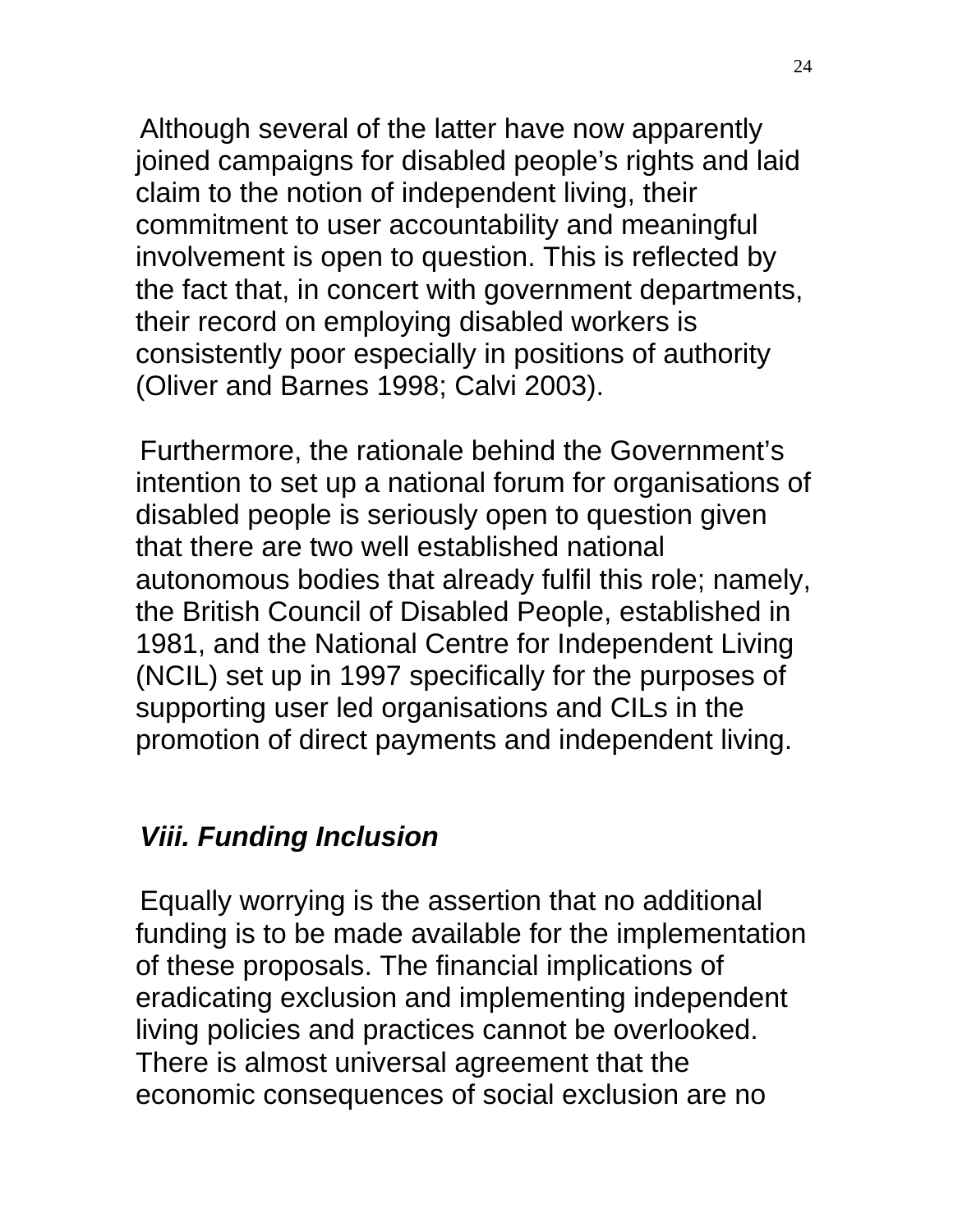Although several of the latter have now apparently joined campaigns for disabled people's rights and laid claim to the notion of independent living, their commitment to user accountability and meaningful involvement is open to question. This is reflected by the fact that, in concert with government departments, their record on employing disabled workers is consistently poor especially in positions of authority (Oliver and Barnes 1998; Calvi 2003).

Furthermore, the rationale behind the Government's intention to set up a national forum for organisations of disabled people is seriously open to question given that there are two well established national autonomous bodies that already fulfil this role; namely, the British Council of Disabled People, established in 1981, and the National Centre for Independent Living (NCIL) set up in 1997 specifically for the purposes of supporting user led organisations and CILs in the promotion of direct payments and independent living.

### *Viii. Funding Inclusion*

Equally worrying is the assertion that no additional funding is to be made available for the implementation of these proposals. The financial implications of eradicating exclusion and implementing independent living policies and practices cannot be overlooked. There is almost universal agreement that the economic consequences of social exclusion are no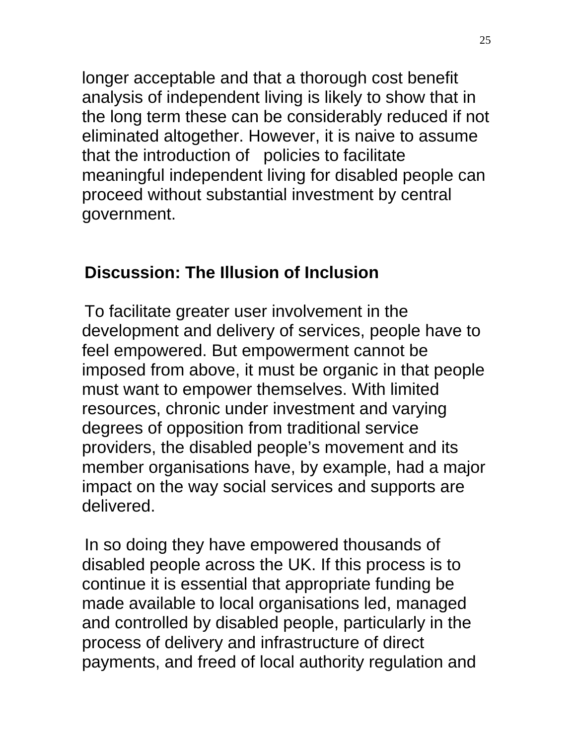longer acceptable and that a thorough cost benefit analysis of independent living is likely to show that in the long term these can be considerably reduced if not eliminated altogether. However, it is naive to assume that the introduction of policies to facilitate meaningful independent living for disabled people can proceed without substantial investment by central government.

## Discussion: The Illusion of Inclusion

To facilitate greater user involvement in the development and delivery of services, people have to feel empowered. But empowerment cannot be imposed from above, it must be organic in that people must want to empower themselves. With limited resources, chronic under investment and varying degrees of opposition from traditional service providers, the disabled people's movement and its member organisations have, by example, had a major impact on the way social services and supports are delivered.

In so doing they have empowered thousands of disabled people across the UK. If this process is to continue it is essential that appropriate funding be made available to local organisations led, managed and controlled by disabled people, particularly in the process of delivery and infrastructure of direct payments, and freed of local authority regulation and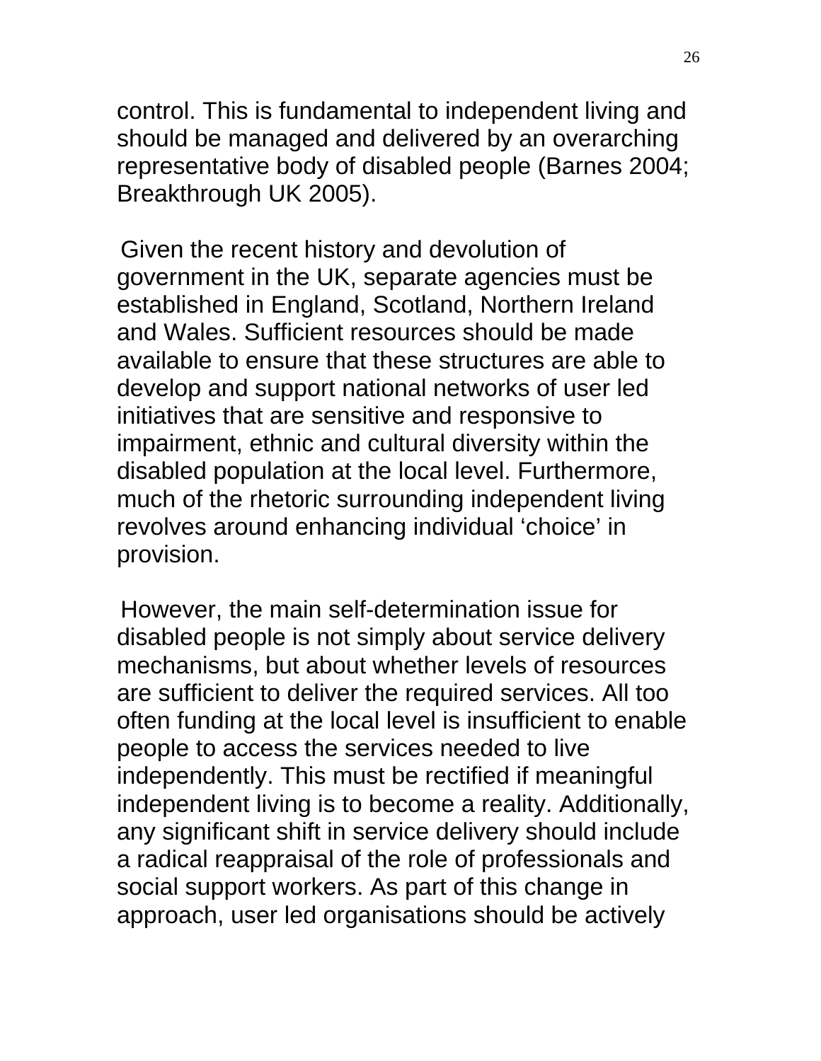control. This is fundamental to independent living and should be managed and delivered by an overarching representative body of disabled people (Barnes 2004; Breakthrough UK 2005).

Given the recent history and devolution of government in the UK, separate agencies must be established in England, Scotland, Northern Ireland and Wales. Sufficient resources should be made available to ensure that these structures are able to develop and support national networks of user led initiatives that are sensitive and responsive to impairment, ethnic and cultural diversity within the disabled population at the local level. Furthermore, much of the rhetoric surrounding independent living revolves around enhancing individual 'choice' in provision.

However, the main self-determination issue for disabled people is not simply about service delivery mechanisms, but about whether levels of resources are sufficient to deliver the required services. All too often funding at the local level is insufficient to enable people to access the services needed to live independently. This must be rectified if meaningful independent living is to become a reality. Additionally, any significant shift in service delivery should include a radical reappraisal of the role of professionals and social support workers. As part of this change in approach, user led organisations should be actively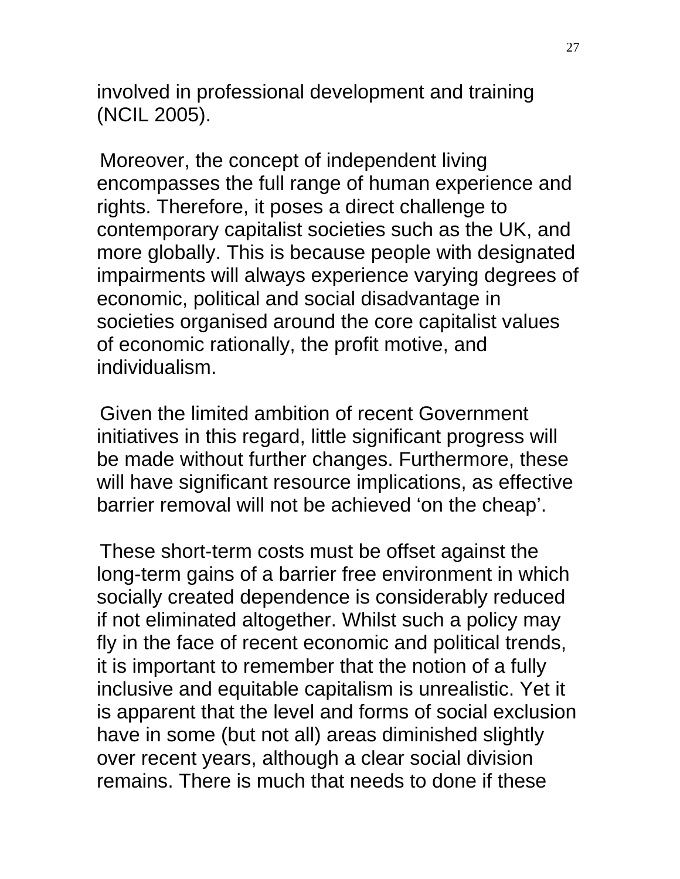involved in professional development and training (NCIL 2005).

Moreover, the concept of independent living encompasses the full range of human experience and rights. Therefore, it poses a direct challenge to contemporary capitalist societies such as the UK, and more globally. This is because people with designated impairments will always experience varying degrees of economic, political and social disadvantage in societies organised around the core capitalist values of economic rationally, the profit motive, and individualism.

Given the limited ambition of recent Government initiatives in this regard, little significant progress will be made without further changes. Furthermore, these will have significant resource implications, as effective barrier removal will not be achieved 'on the cheap'.

These short-term costs must be offset against the long-term gains of a barrier free environment in which socially created dependence is considerably reduced if not eliminated altogether. Whilst such a policy may fly in the face of recent economic and political trends, it is important to remember that the notion of a fully inclusive and equitable capitalism is unrealistic. Yet it is apparent that the level and forms of social exclusion have in some (but not all) areas diminished slightly over recent years, although a clear social division remains. There is much that needs to done if these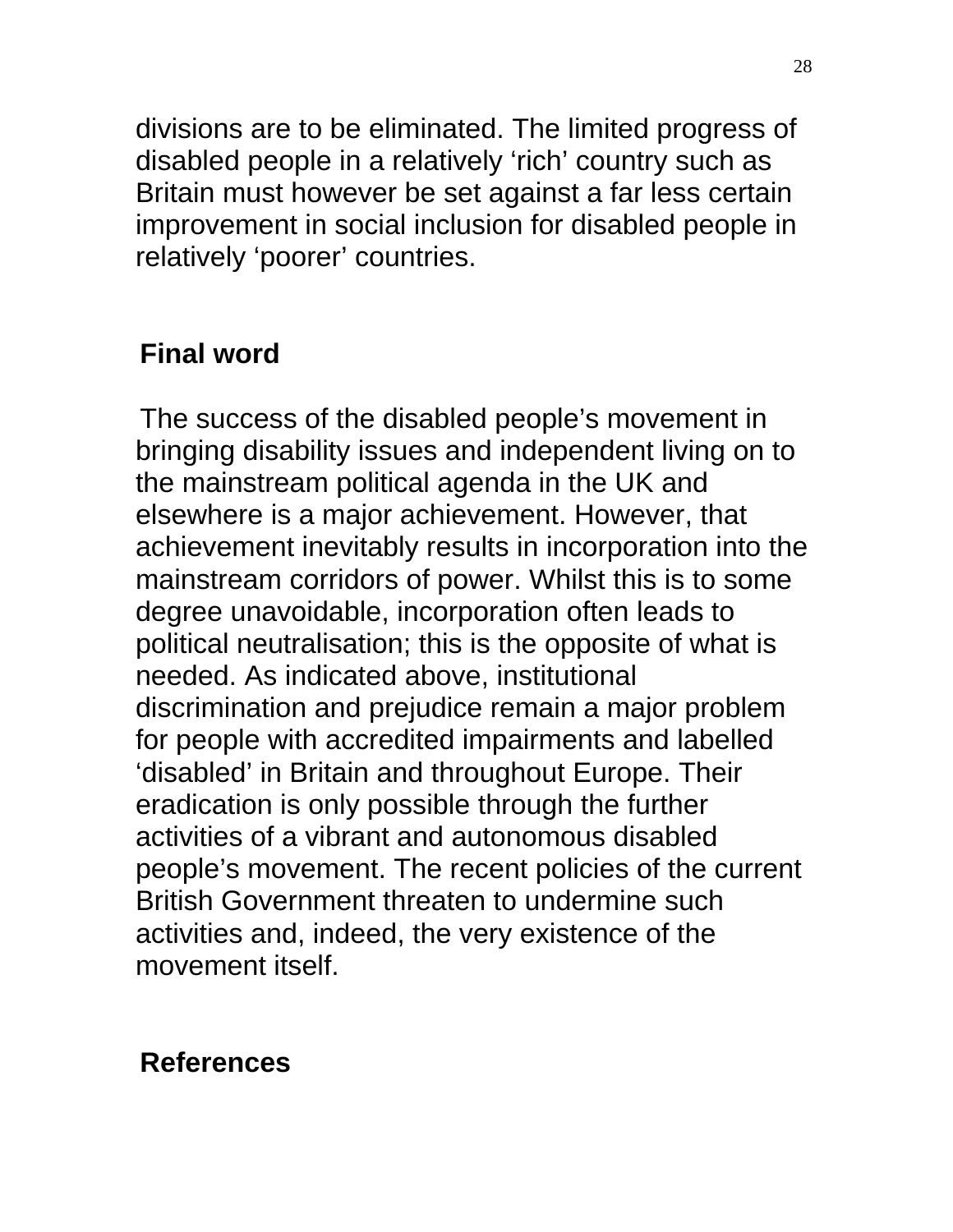divisions are to be eliminated. The limited progress of disabled people in a relatively 'rich' country such as Britain must however be set against a far less certain improvement in social inclusion for disabled people in relatively 'poorer' countries.

## Final word

The success of the disabled people's movement in bringing disability issues and independent living on to the mainstream political agenda in the UK and elsewhere is a major achievement. However, that achievement inevitably results in incorporation into the mainstream corridors of power. Whilst this is to some degree unavoidable, incorporation often leads to political neutralisation; this is the opposite of what is needed. As indicated above, institutional discrimination and prejudice remain a major problem for people with accredited impairments and labelled 'disabled' in Britain and throughout Europe. Their eradication is only possible through the further activities of a vibrant and autonomous disabled people's movement. The recent policies of the current British Government threaten to undermine such activities and, indeed, the very existence of the movement itself.

## References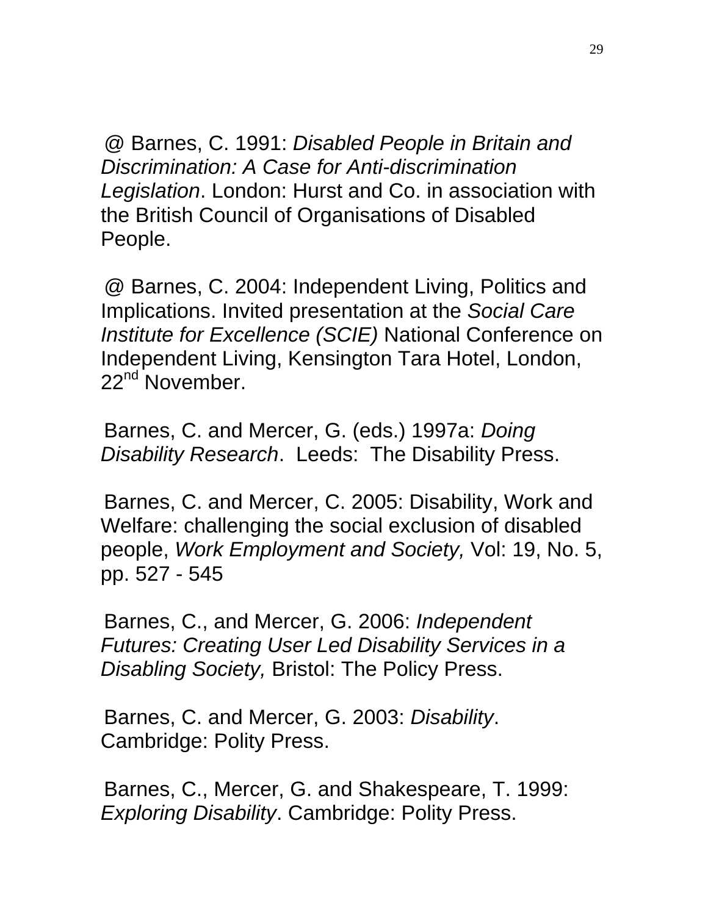@ Barnes, C. 1991: *Disabled People in Britain and Discrimination: A Case for Anti-discrimination Legislation*. London: Hurst and Co. in association with the British Council of Organisations of Disabled People.

@ Barnes, C. 2004: Independent Living, Politics and Implications. Invited presentation at the *Social Care Institute for Excellence (SCIE)* National Conference on Independent Living, Kensington Tara Hotel, London, 22nd November.

Barnes, C. and Mercer, G. (eds.) 1997a: *Doing Disability Research*. Leeds: The Disability Press.

Barnes, C. and Mercer, C. 2005: Disability, Work and Welfare: challenging the social exclusion of disabled people, *Work Employment and Society,* Vol: 19, No. 5, pp. 527 - 545

Barnes, C., and Mercer, G. 2006: *Independent Futures: Creating User Led Disability Services in a Disabling Society,* Bristol: The Policy Press.

Barnes, C. and Mercer, G. 2003: *Disability*. Cambridge: Polity Press.

Barnes, C., Mercer, G. and Shakespeare, T. 1999: *Exploring Disability*. Cambridge: Polity Press.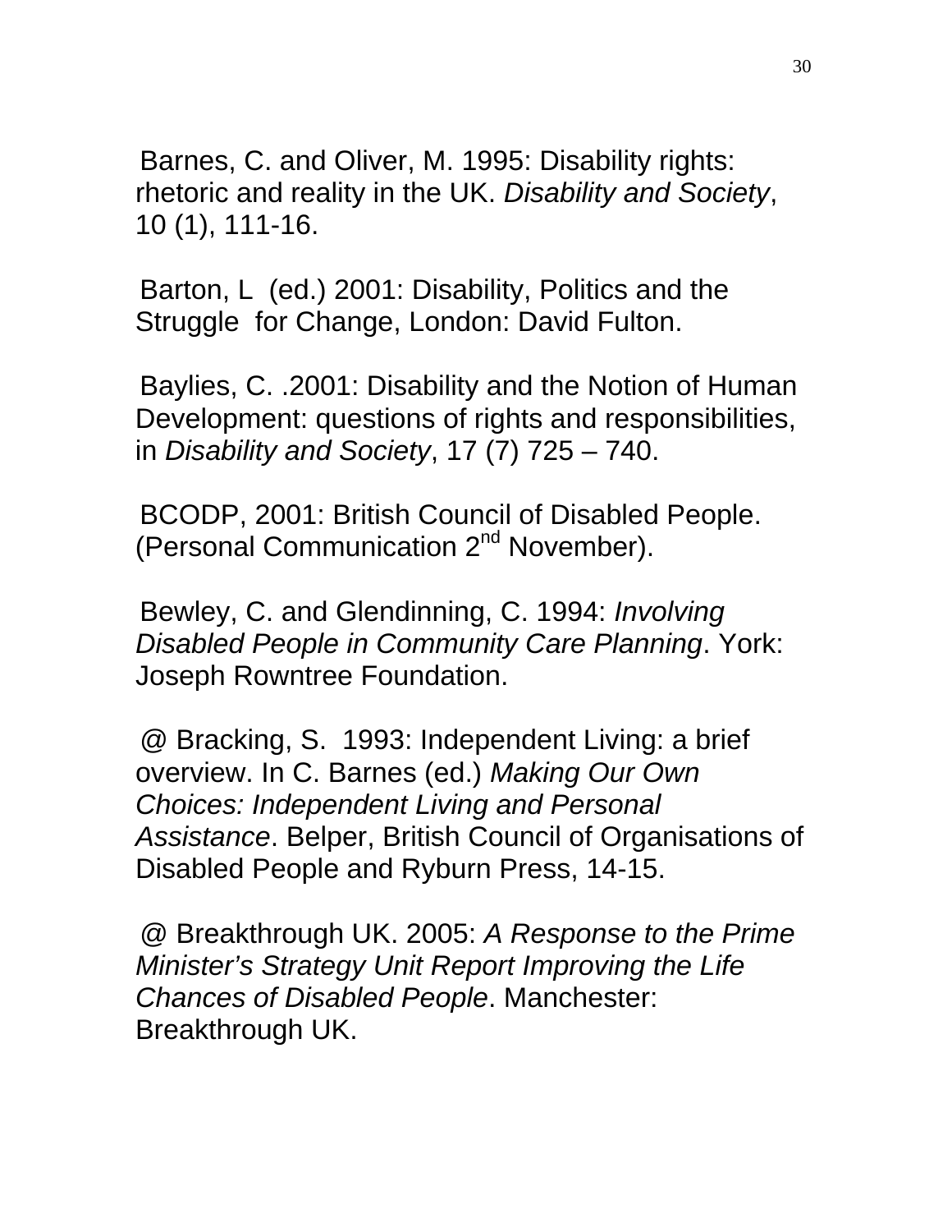Barnes, C. and Oliver, M. 1995: Disability rights: rhetoric and reality in the UK. *Disability and Society*, 10 (1), 111-16.

Barton, L (ed.) 2001: Disability, Politics and the Struggle for Change, London: David Fulton.

Baylies, C. .2001: Disability and the Notion of Human Development: questions of rights and responsibilities, in *Disability and Society*, 17 (7) 725 – 740.

BCODP, 2001: British Council of Disabled People. (Personal Communication 2nd November).

Bewley, C. and Glendinning, C. 1994: *Involving Disabled People in Community Care Planning*. York: Joseph Rowntree Foundation.

@ Bracking, S. 1993: Independent Living: a brief overview. In C. Barnes (ed.) *Making Our Own Choices: Independent Living and Personal Assistance*. Belper, British Council of Organisations of Disabled People and Ryburn Press, 14-15.

@ Breakthrough UK. 2005: *A Response to the Prime Minister's Strategy Unit Report Improving the Life Chances of Disabled People*. Manchester: Breakthrough UK.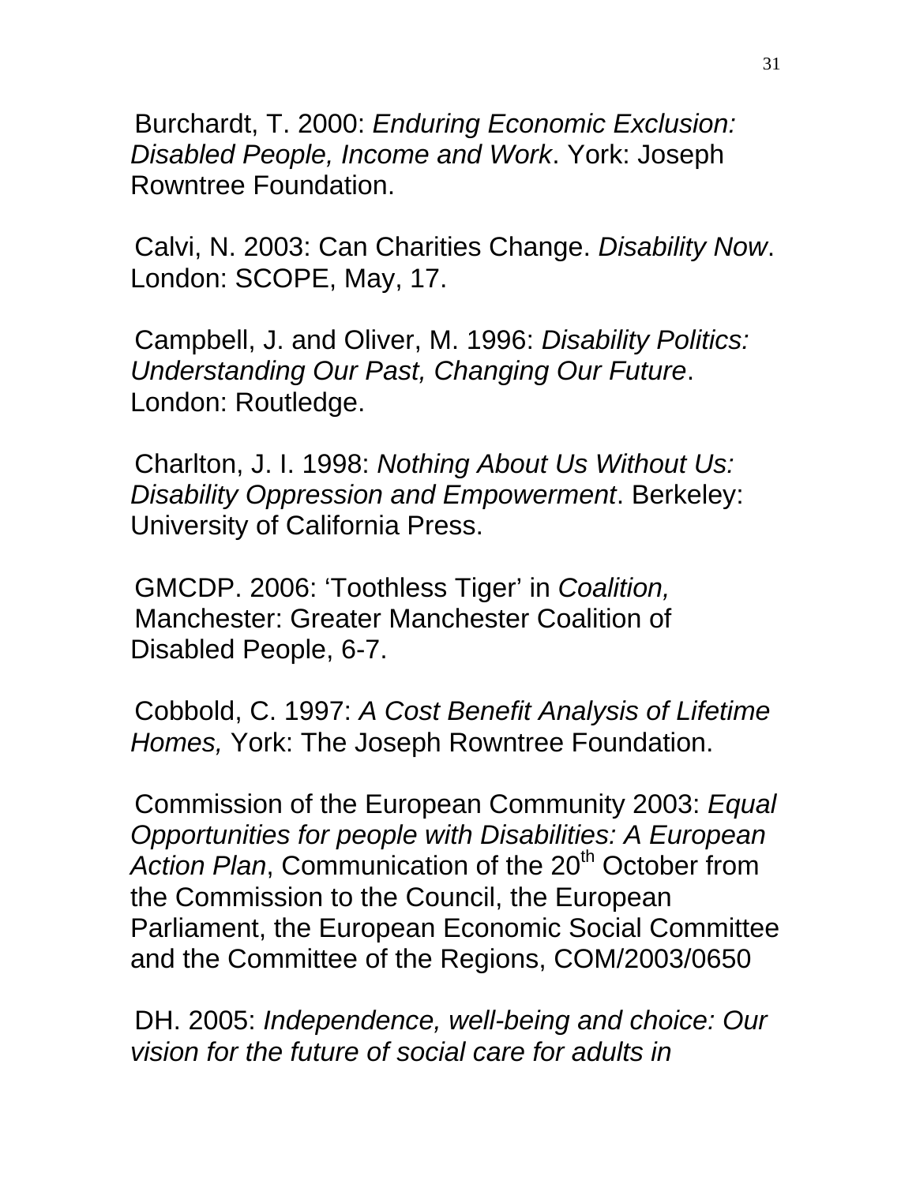Burchardt, T. 2000: *Enduring Economic Exclusion: Disabled People, Income and Work*. York: Joseph Rowntree Foundation.

Calvi, N. 2003: Can Charities Change. *Disability Now*. London: SCOPE, May, 17.

Campbell, J. and Oliver, M. 1996: *Disability Politics: Understanding Our Past, Changing Our Future*. London: Routledge.

Charlton, J. I. 1998: *Nothing About Us Without Us: Disability Oppression and Empowerment*. Berkeley: University of California Press.

GMCDP. 2006: 'Toothless Tiger' in *Coalition,* Manchester: Greater Manchester Coalition of Disabled People, 6-7.

Cobbold, C. 1997: *A Cost Benefit Analysis of Lifetime Homes,* York: The Joseph Rowntree Foundation.

Commission of the European Community 2003: *Equal Opportunities for people with Disabilities: A European Action Plan*, Communication of the 20th October from the Commission to the Council, the European Parliament, the European Economic Social Committee and the Committee of the Regions, COM/2003/0650

DH. 2005: *Independence, well-being and choice: Our vision for the future of social care for adults in*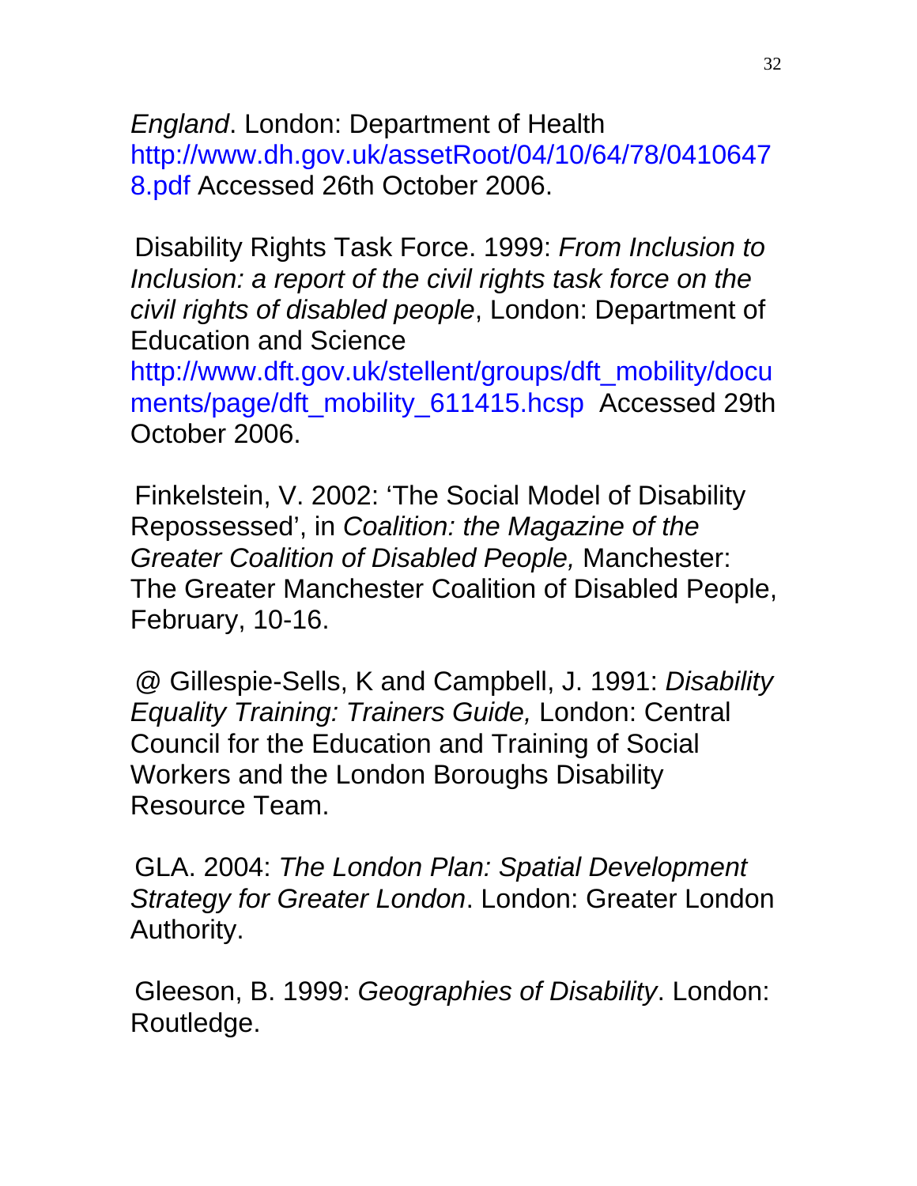*England*. London: Department of Health http://www.dh.gov.uk/assetRoot/04/10/64/78/04106478.pdf Accessed 26th October 2006.

Disability Rights Task Force. 1999: *From Inclusion to Inclusion: a report of the civil rights task force on the civil rights of disabled people*, London: Department of Education and Science http://www.dft.gov.uk/stellent/groups/dft_mobility/documents/page/dft_mobility_611415.hcsp Accessed 29th October 2006.

Finkelstein, V. 2002: 'The Social Model of Disability Repossessed', in *Coalition: the Magazine of the Greater Coalition of Disabled People,* Manchester: The Greater Manchester Coalition of Disabled People, February, 10-16.

@ Gillespie-Sells, K and Campbell, J. 1991: *Disability Equality Training: Trainers Guide,* London: Central Council for the Education and Training of Social Workers and the London Boroughs Disability Resource Team.

GLA. 2004: *The London Plan: Spatial Development Strategy for Greater London*. London: Greater London Authority.

Gleeson, B. 1999: *Geographies of Disability*. London: Routledge.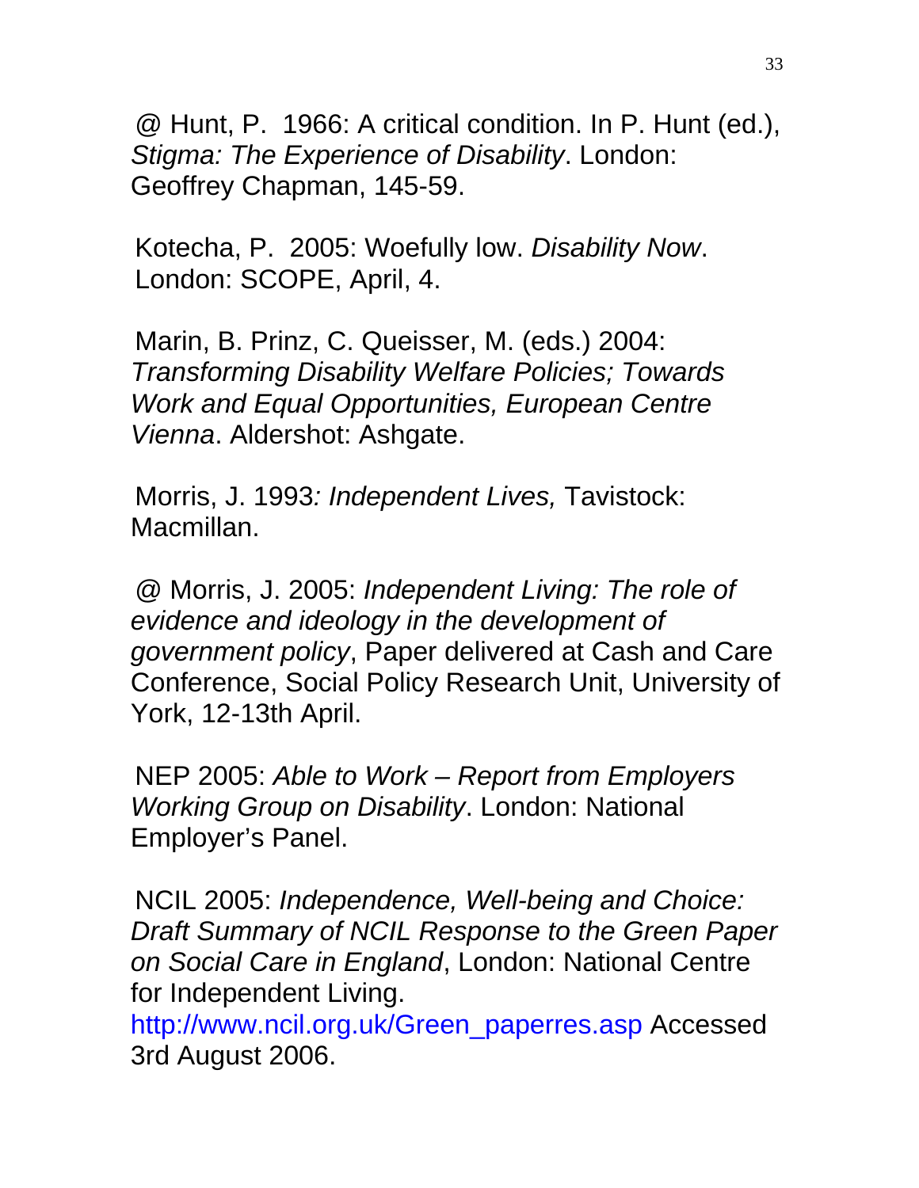@ Hunt, P.  1966: A critical condition. In P. Hunt (ed.), *Stigma: The Experience of Disability*. London: Geoffrey Chapman, 145-59.

Kotecha, P.  2005: Woefully low. *Disability Now*. London: SCOPE, April, 4.

Marin, B. Prinz, C. Queisser, M. (eds.) 2004: *Transforming Disability Welfare Policies; Towards Work and Equal Opportunities, European Centre Vienna*. Aldershot: Ashgate.

Morris, J. 1993*: Independent Lives,* Tavistock: Macmillan.

@ Morris, J. 2005: *Independent Living: The role of evidence and ideology in the development of government policy*, Paper delivered at Cash and Care Conference, Social Policy Research Unit, University of York, 12-13th April.

NEP 2005: *Able to Work – Report from Employers Working Group on Disability*. London: National Employer's Panel.

NCIL 2005: *Independence, Well-being and Choice: Draft Summary of NCIL Response to the Green Paper on Social Care in England*, London: National Centre for Independent Living. http://www.ncil.org.uk/Green_paperres.asp Accessed 3rd August 2006.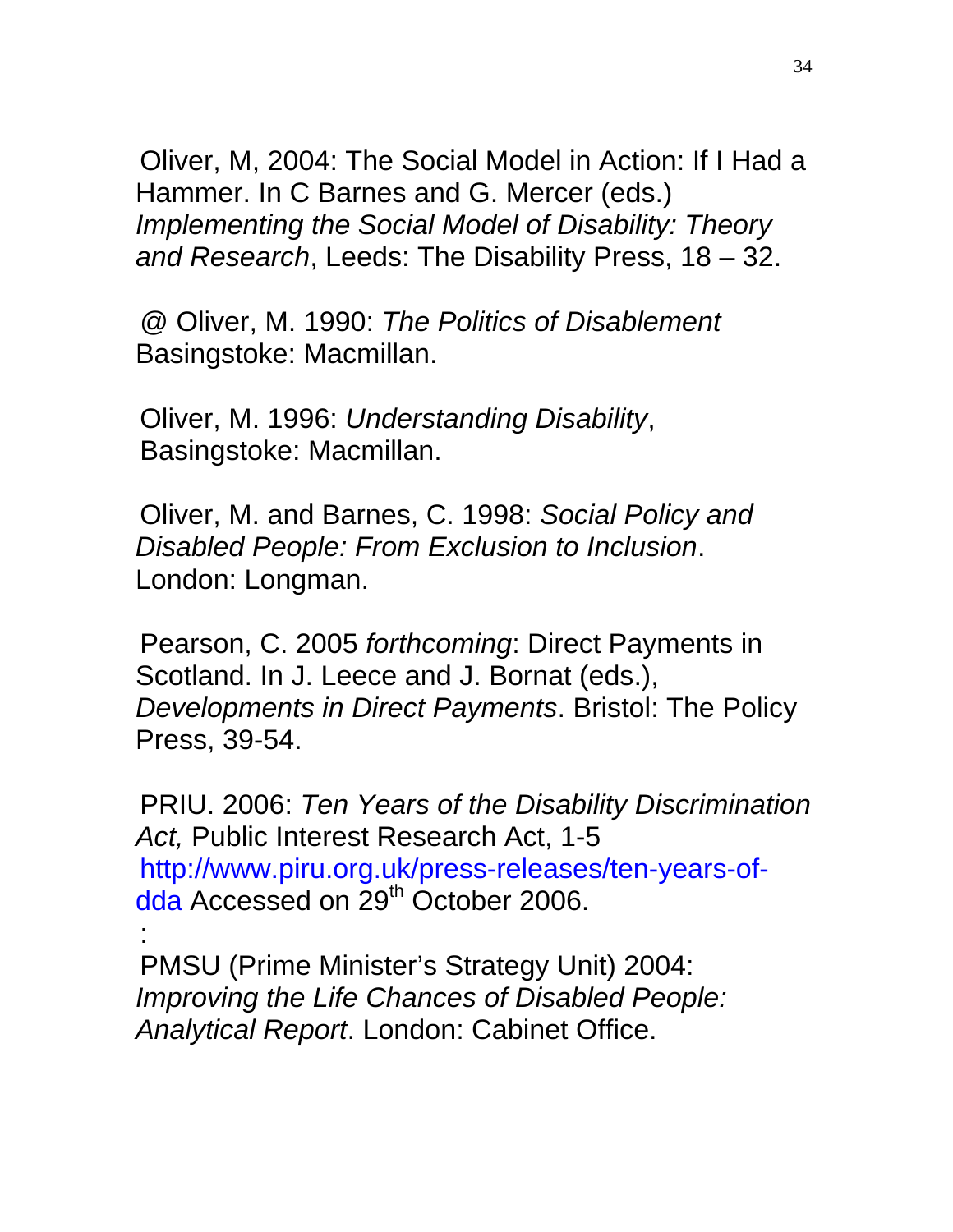Oliver, M, 2004: The Social Model in Action: If I Had a Hammer. In C Barnes and G. Mercer (eds.) *Implementing the Social Model of Disability: Theory and Research*, Leeds: The Disability Press, 18 – 32.

@ Oliver, M. 1990: *The Politics of Disablement* Basingstoke: Macmillan.

Oliver, M. 1996: *Understanding Disability*, Basingstoke: Macmillan.

Oliver, M. and Barnes, C. 1998: *Social Policy and Disabled People: From Exclusion to Inclusion*. London: Longman.

Pearson, C. 2005 *forthcoming*: Direct Payments in Scotland. In J. Leece and J. Bornat (eds.), *Developments in Direct Payments*. Bristol: The Policy Press, 39-54.

PRIU. 2006: *Ten Years of the Disability Discrimination Act,* Public Interest Research Act, 1-5 http://www.piru.org.uk/press-releases/ten-years-of-dda Accessed on 29th October 2006.
:

PMSU (Prime Minister's Strategy Unit) 2004: *Improving the Life Chances of Disabled People: Analytical Report*. London: Cabinet Office.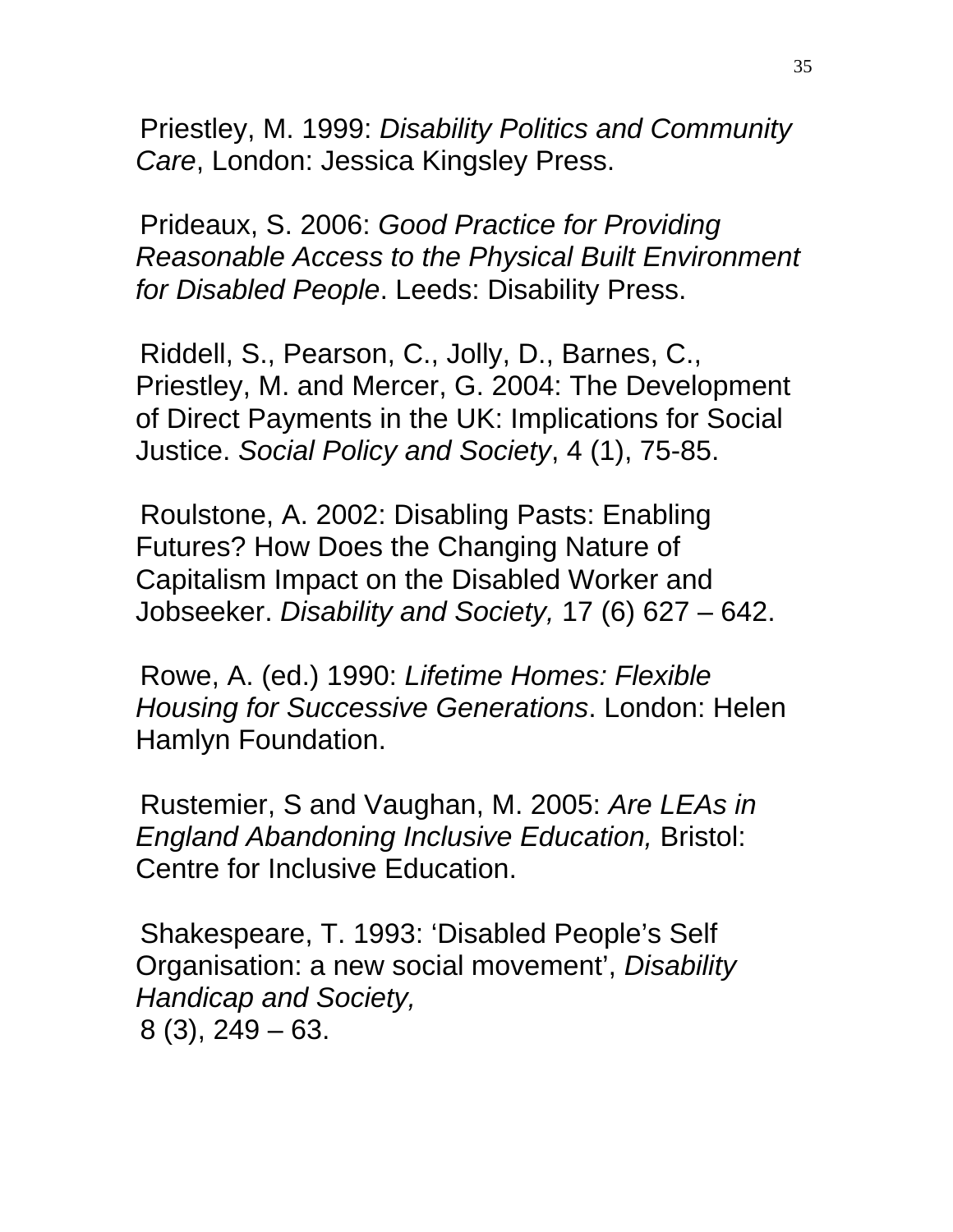Priestley, M. 1999: *Disability Politics and Community Care*, London: Jessica Kingsley Press.

Prideaux, S. 2006: *Good Practice for Providing Reasonable Access to the Physical Built Environment for Disabled People*. Leeds: Disability Press.

Riddell, S., Pearson, C., Jolly, D., Barnes, C., Priestley, M. and Mercer, G. 2004: The Development of Direct Payments in the UK: Implications for Social Justice. *Social Policy and Society*, 4 (1), 75-85.

Roulstone, A. 2002: Disabling Pasts: Enabling Futures? How Does the Changing Nature of Capitalism Impact on the Disabled Worker and Jobseeker. *Disability and Society,* 17 (6) 627 – 642.

Rowe, A. (ed.) 1990: *Lifetime Homes: Flexible Housing for Successive Generations*. London: Helen Hamlyn Foundation.

Rustemier, S and Vaughan, M. 2005: *Are LEAs in England Abandoning Inclusive Education,* Bristol: Centre for Inclusive Education.

Shakespeare, T. 1993: 'Disabled People's Self Organisation: a new social movement', *Disability Handicap and Society,* 8 (3), 249 – 63.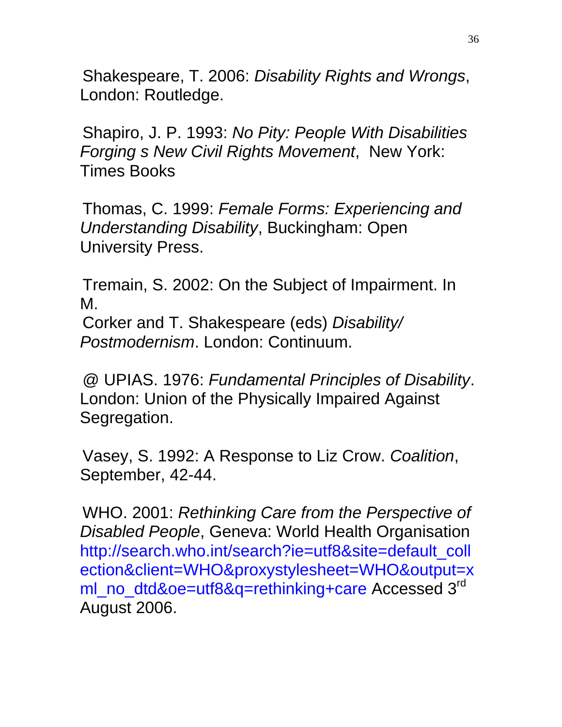Shakespeare, T. 2006: *Disability Rights and Wrongs*, London: Routledge.

Shapiro, J. P. 1993: *No Pity: People With Disabilities Forging s New Civil Rights Movement*, New York: Times Books

Thomas, C. 1999: *Female Forms: Experiencing and Understanding Disability*, Buckingham: Open University Press.

Tremain, S. 2002: On the Subject of Impairment. In M.
Corker and T. Shakespeare (eds) *Disability/ Postmodernism*. London: Continuum.

@ UPIAS. 1976: *Fundamental Principles of Disability*. London: Union of the Physically Impaired Against Segregation.

Vasey, S. 1992: A Response to Liz Crow. *Coalition*, September, 42-44.

WHO. 2001: *Rethinking Care from the Perspective of Disabled People*, Geneva: World Health Organisation http://search.who.int/search?ie=utf8&site=default_collection&client=WHO&proxystylesheet=WHO&output=xml_no_dtd&oe=utf8&q=rethinking+care Accessed 3rd August 2006.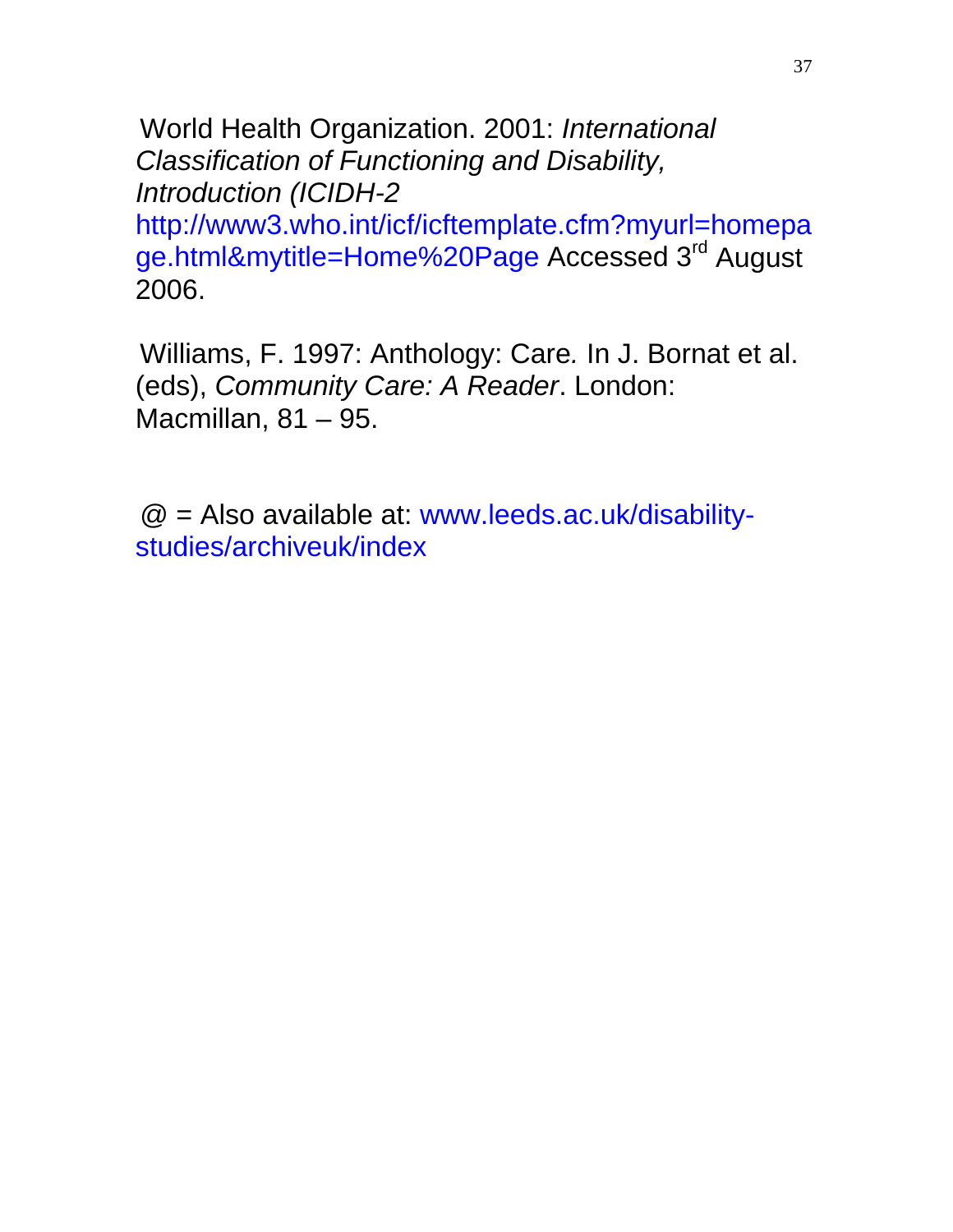World Health Organization. 2001: *International Classification of Functioning and Disability, Introduction (ICIDH-2* http://www3.who.int/icf/icftemplate.cfm?myurl=homepage.html&mytitle=Home%20Page Accessed 3rd August 2006.

Williams, F. 1997: Anthology: Care. In J. Bornat et al. (eds), *Community Care: A Reader*. London: Macmillan, 81 – 95.

@ = Also available at: www.leeds.ac.uk/disability-studies/archiveuk/index